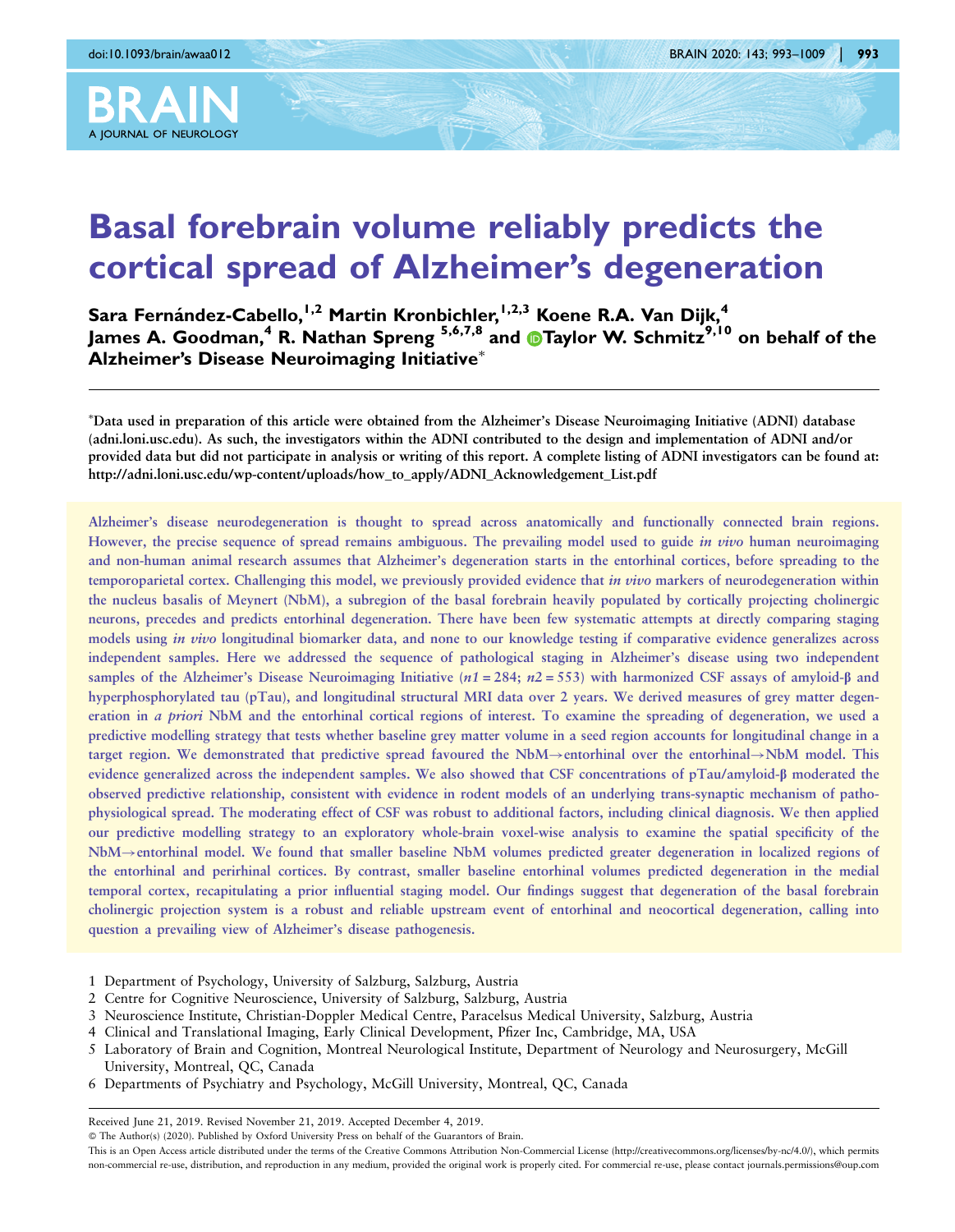# Basal forebrain volume reliably predicts the cortical spread of Alzheimer's degeneration

Sara Fernández-Cabello,[1,2] Martin Kronbichler,[1,2,3] Koene R.A. Van Dijk,[4] James A. Goodman,[4] R. Nathan Spreng [5,6,7,8] and Taylor W. Schmitz[9,10] on behalf of the Alzheimer's Disease Neuroimaging Initiative*

*Data used in preparation of this article were obtained from the Alzheimer's Disease Neuroimaging Initiative (ADNI) database (adni.loni.usc.edu). As such, the investigators within the ADNI contributed to the design and implementation of ADNI and/or provided data but did not participate in analysis or writing of this report. A complete listing of ADNI investigators can be found at: http://adni.loni.usc.edu/wp-content/uploads/how_to_apply/ADNI_Acknowledgement_List.pdf

Alzheimer's disease neurodegeneration is thought to spread across anatomically and functionally connected brain regions. However, the precise sequence of spread remains ambiguous. The prevailing model used to guide *in vivo* human neuroimaging and non-human animal research assumes that Alzheimer's degeneration starts in the entorhinal cortices, before spreading to the temporoparietal cortex. Challenging this model, we previously provided evidence that *in vivo* markers of neurodegeneration within the nucleus basalis of Meynert (NbM), a subregion of the basal forebrain heavily populated by cortically projecting cholinergic neurons, precedes and predicts entorhinal degeneration. There have been few systematic attempts at directly comparing staging models using *in vivo* longitudinal biomarker data, and none to our knowledge testing if comparative evidence generalizes across independent samples. Here we addressed the sequence of pathological staging in Alzheimer's disease using two independent samples of the Alzheimer's Disease Neuroimaging Initiative ($n1 = 284$; $n2 = 553$) with harmonized CSF assays of amyloid-β and hyperphosphorylated tau (pTau), and longitudinal structural MRI data over 2 years. We derived measures of grey matter degeneration in *a priori* NbM and the entorhinal cortical regions of interest. To examine the spreading of degeneration, we used a predictive modelling strategy that tests whether baseline grey matter volume in a seed region accounts for longitudinal change in a target region. We demonstrated that predictive spread favoured the NbM→entorhinal over the entorhinal→NbM model. This evidence generalized across the independent samples. We also showed that CSF concentrations of pTau/amyloid-β moderated the observed predictive relationship, consistent with evidence in rodent models of an underlying trans-synaptic mechanism of pathophysiological spread. The moderating effect of CSF was robust to additional factors, including clinical diagnosis. We then applied our predictive modelling strategy to an exploratory whole-brain voxel-wise analysis to examine the spatial specificity of the NbM→entorhinal model. We found that smaller baseline NbM volumes predicted greater degeneration in localized regions of the entorhinal and perirhinal cortices. By contrast, smaller baseline entorhinal volumes predicted degeneration in the medial temporal cortex, recapitulating a prior influential staging model. Our findings suggest that degeneration of the basal forebrain cholinergic projection system is a robust and reliable upstream event of entorhinal and neocortical degeneration, calling into question a prevailing view of Alzheimer's disease pathogenesis.

1 Department of Psychology, University of Salzburg, Salzburg, Austria
2 Centre for Cognitive Neuroscience, University of Salzburg, Salzburg, Austria
3 Neuroscience Institute, Christian-Doppler Medical Centre, Paracelsus Medical University, Salzburg, Austria
4 Clinical and Translational Imaging, Early Clinical Development, Pfizer Inc, Cambridge, MA, USA
5 Laboratory of Brain and Cognition, Montreal Neurological Institute, Department of Neurology and Neurosurgery, McGill University, Montreal, QC, Canada
6 Departments of Psychiatry and Psychology, McGill University, Montreal, QC, Canada

Received June 21, 2019. Revised November 21, 2019. Accepted December 4, 2019.

© The Author(s) (2020). Published by Oxford University Press on behalf of the Guarantors of Brain.

This is an Open Access article distributed under the terms of the Creative Commons Attribution Non-Commercial License (http://creativecommons.org/licenses/by-nc/4.0/), which permits non-commercial re-use, distribution, and reproduction in any medium, provided the original work is properly cited. For commercial re-use, please contact journals.permissions@oup.com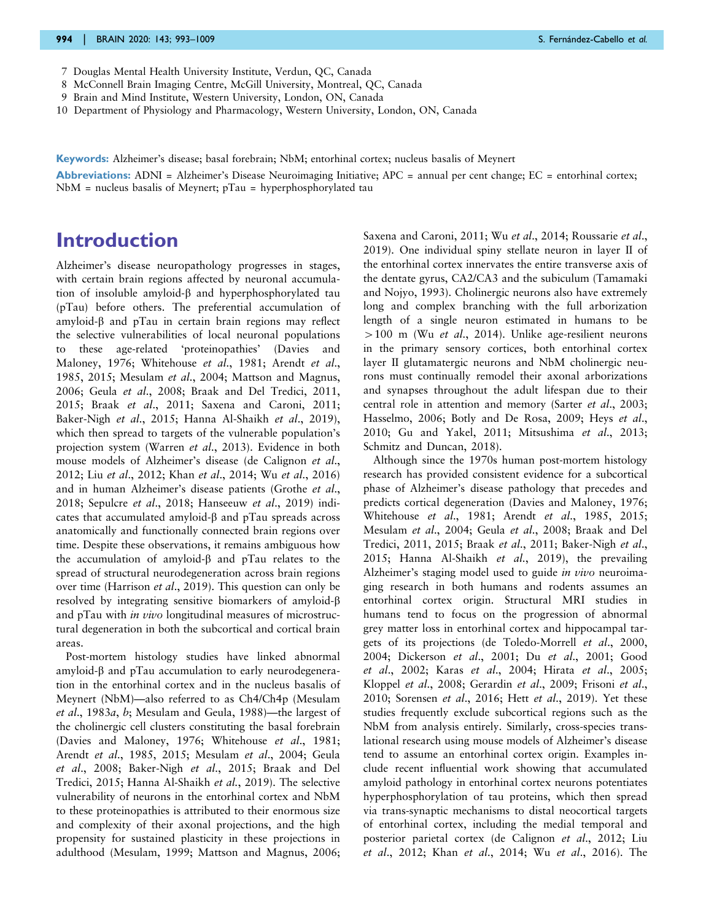7 Douglas Mental Health University Institute, Verdun, QC, Canada
8 McConnell Brain Imaging Centre, McGill University, Montreal, QC, Canada
9 Brain and Mind Institute, Western University, London, ON, Canada
10 Department of Physiology and Pharmacology, Western University, London, ON, Canada

**Keywords:** Alzheimer's disease; basal forebrain; NbM; entorhinal cortex; nucleus basalis of Meynert

**Abbreviations:** ADNI = Alzheimer's Disease Neuroimaging Initiative; APC = annual per cent change; EC = entorhinal cortex; NbM = nucleus basalis of Meynert; pTau = hyperphosphorylated tau

# Introduction

Alzheimer's disease neuropathology progresses in stages, with certain brain regions affected by neuronal accumulation of insoluble amyloid-β and hyperphosphorylated tau (pTau) before others. The preferential accumulation of amyloid-β and pTau in certain brain regions may reflect the selective vulnerabilities of local neuronal populations to these age-related 'proteinopathies' (Davies and Maloney, 1976; Whitehouse *et al*., 1981; Arendt *et al*., 1985, 2015; Mesulam *et al*., 2004; Mattson and Magnus, 2006; Geula *et al*., 2008; Braak and Del Tredici, 2011, 2015; Braak *et al*., 2011; Saxena and Caroni, 2011; Baker-Nigh *et al*., 2015; Hanna Al-Shaikh *et al*., 2019), which then spread to targets of the vulnerable population's projection system (Warren *et al*., 2013). Evidence in both mouse models of Alzheimer's disease (de Calignon *et al*., 2012; Liu *et al*., 2012; Khan *et al*., 2014; Wu *et al*., 2016) and in human Alzheimer's disease patients (Grothe *et al*., 2018; Sepulcre *et al*., 2018; Hanseeuw *et al*., 2019) indicates that accumulated amyloid-β and pTau spreads across anatomically and functionally connected brain regions over time. Despite these observations, it remains ambiguous how the accumulation of amyloid-β and pTau relates to the spread of structural neurodegeneration across brain regions over time (Harrison *et al*., 2019). This question can only be resolved by integrating sensitive biomarkers of amyloid-β and pTau with *in vivo* longitudinal measures of microstructural degeneration in both the subcortical and cortical brain areas.

Post-mortem histology studies have linked abnormal amyloid-β and pTau accumulation to early neurodegeneration in the entorhinal cortex and in the nucleus basalis of Meynert (NbM)—also referred to as Ch4/Ch4p (Mesulam *et al*., 1983*a*, *b*; Mesulam and Geula, 1988)—the largest of the cholinergic cell clusters constituting the basal forebrain (Davies and Maloney, 1976; Whitehouse *et al*., 1981; Arendt *et al*., 1985, 2015; Mesulam *et al*., 2004; Geula *et al*., 2008; Baker-Nigh *et al*., 2015; Braak and Del Tredici, 2015; Hanna Al-Shaikh *et al*., 2019). The selective vulnerability of neurons in the entorhinal cortex and NbM to these proteinopathies is attributed to their enormous size and complexity of their axonal projections, and the high propensity for sustained plasticity in these projections in adulthood (Mesulam, 1999; Mattson and Magnus, 2006; Saxena and Caroni, 2011; Wu *et al*., 2014; Roussarie *et al*., 2019). One individual spiny stellate neuron in layer II of the entorhinal cortex innervates the entire transverse axis of the dentate gyrus, CA2/CA3 and the subiculum (Tamamaki and Nojyo, 1993). Cholinergic neurons also have extremely long and complex branching with the full arborization length of a single neuron estimated in humans to be >100 m (Wu *et al*., 2014). Unlike age-resilient neurons in the primary sensory cortices, both entorhinal cortex layer II glutamatergic neurons and NbM cholinergic neurons must continually remodel their axonal arborizations and synapses throughout the adult lifespan due to their central role in attention and memory (Sarter *et al*., 2003; Hasselmo, 2006; Botly and De Rosa, 2009; Heys *et al*., 2010; Gu and Yakel, 2011; Mitsushima *et al*., 2013; Schmitz and Duncan, 2018).

Although since the 1970s human post-mortem histology research has provided consistent evidence for a subcortical phase of Alzheimer's disease pathology that precedes and predicts cortical degeneration (Davies and Maloney, 1976; Whitehouse *et al*., 1981; Arendt *et al*., 1985, 2015; Mesulam *et al*., 2004; Geula *et al*., 2008; Braak and Del Tredici, 2011, 2015; Braak *et al*., 2011; Baker-Nigh *et al*., 2015; Hanna Al-Shaikh *et al*., 2019), the prevailing Alzheimer's staging model used to guide *in vivo* neuroimaging research in both humans and rodents assumes an entorhinal cortex origin. Structural MRI studies in humans tend to focus on the progression of abnormal grey matter loss in entorhinal cortex and hippocampal targets of its projections (de Toledo-Morrell *et al*., 2000, 2004; Dickerson *et al*., 2001; Du *et al*., 2001; Good *et al*., 2002; Karas *et al*., 2004; Hirata *et al*., 2005; Kloppel *et al*., 2008; Gerardin *et al*., 2009; Frisoni *et al*., 2010; Sorensen *et al*., 2016; Hett *et al*., 2019). Yet these studies frequently exclude subcortical regions such as the NbM from analysis entirely. Similarly, cross-species translational research using mouse models of Alzheimer's disease tend to assume an entorhinal cortex origin. Examples include recent influential work showing that accumulated amyloid pathology in entorhinal cortex neurons potentiates hyperphosphorylation of tau proteins, which then spread via trans-synaptic mechanisms to distal neocortical targets of entorhinal cortex, including the medial temporal and posterior parietal cortex (de Calignon *et al*., 2012; Liu *et al*., 2012; Khan *et al*., 2014; Wu *et al*., 2016). The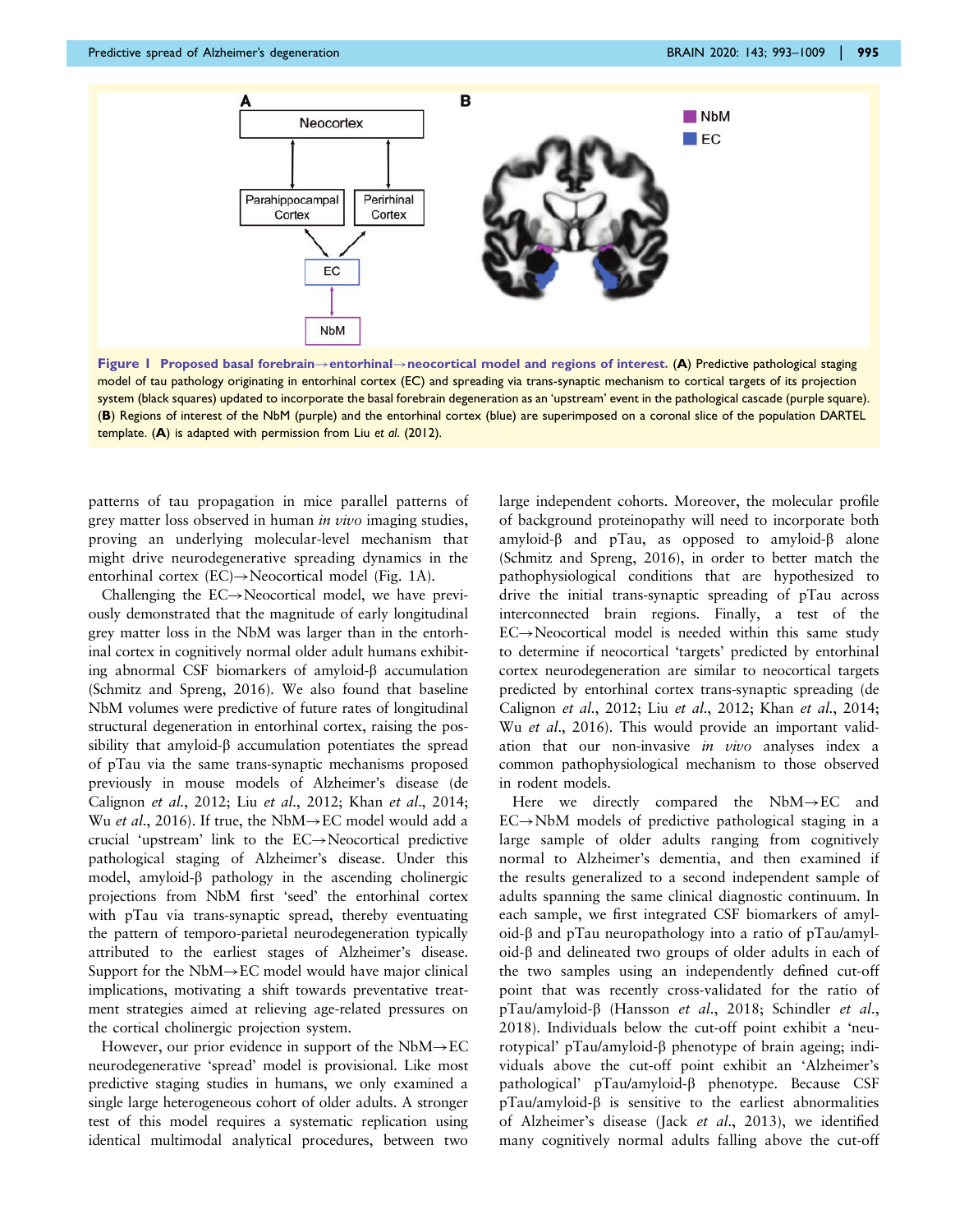**Figure 1 Proposed basal forebrain→entorhinal→neocortical model and regions of interest.** (**A**) Predictive pathological staging model of tau pathology originating in entorhinal cortex (EC) and spreading via trans-synaptic mechanism to cortical targets of its projection system (black squares) updated to incorporate the basal forebrain degeneration as an 'upstream' event in the pathological cascade (purple square). (**B**) Regions of interest of the NbM (purple) and the entorhinal cortex (blue) are superimposed on a coronal slice of the population DARTEL template. (**A**) is adapted with permission from Liu *et al.* (2012).

patterns of tau propagation in mice parallel patterns of grey matter loss observed in human *in vivo* imaging studies, proving an underlying molecular-level mechanism that might drive neurodegenerative spreading dynamics in the entorhinal cortex (EC)→Neocortical model (Fig. 1A).

Challenging the EC→Neocortical model, we have previously demonstrated that the magnitude of early longitudinal grey matter loss in the NbM was larger than in the entorhinal cortex in cognitively normal older adult humans exhibiting abnormal CSF biomarkers of amyloid-β accumulation (Schmitz and Spreng, 2016). We also found that baseline NbM volumes were predictive of future rates of longitudinal structural degeneration in entorhinal cortex, raising the possibility that amyloid-β accumulation potentiates the spread of pTau via the same trans-synaptic mechanisms proposed previously in mouse models of Alzheimer's disease (de Calignon *et al.*, 2012; Liu *et al.*, 2012; Khan *et al.*, 2014; Wu *et al.*, 2016). If true, the NbM→EC model would add a crucial 'upstream' link to the EC→Neocortical predictive pathological staging of Alzheimer's disease. Under this model, amyloid-β pathology in the ascending cholinergic projections from NbM first 'seed' the entorhinal cortex with pTau via trans-synaptic spread, thereby eventuating the pattern of temporo-parietal neurodegeneration typically attributed to the earliest stages of Alzheimer's disease. Support for the NbM→EC model would have major clinical implications, motivating a shift towards preventative treatment strategies aimed at relieving age-related pressures on the cortical cholinergic projection system.

However, our prior evidence in support of the NbM→EC neurodegenerative 'spread' model is provisional. Like most predictive staging studies in humans, we only examined a single large heterogeneous cohort of older adults. A stronger test of this model requires a systematic replication using identical multimodal analytical procedures, between two large independent cohorts. Moreover, the molecular profile of background proteinopathy will need to incorporate both amyloid-β and pTau, as opposed to amyloid-β alone (Schmitz and Spreng, 2016), in order to better match the pathophysiological conditions that are hypothesized to drive the initial trans-synaptic spreading of pTau across interconnected brain regions. Finally, a test of the EC→Neocortical model is needed within this same study to determine if neocortical 'targets' predicted by entorhinal cortex neurodegeneration are similar to neocortical targets predicted by entorhinal cortex trans-synaptic spreading (de Calignon *et al.*, 2012; Liu *et al.*, 2012; Khan *et al.*, 2014; Wu *et al.*, 2016). This would provide an important validation that our non-invasive *in vivo* analyses index a common pathophysiological mechanism to those observed in rodent models.

Here we directly compared the NbM→EC and EC→NbM models of predictive pathological staging in a large sample of older adults ranging from cognitively normal to Alzheimer's dementia, and then examined if the results generalized to a second independent sample of adults spanning the same clinical diagnostic continuum. In each sample, we first integrated CSF biomarkers of amyloid-β and pTau neuropathology into a ratio of pTau/amyloid-β and delineated two groups of older adults in each of the two samples using an independently defined cut-off point that was recently cross-validated for the ratio of pTau/amyloid-β (Hansson *et al.*, 2018; Schindler *et al.*, 2018). Individuals below the cut-off point exhibit a 'neurotypical' pTau/amyloid-β phenotype of brain ageing; individuals above the cut-off point exhibit an 'Alzheimer's pathological' pTau/amyloid-β phenotype. Because CSF pTau/amyloid-β is sensitive to the earliest abnormalities of Alzheimer's disease (Jack *et al.*, 2013), we identified many cognitively normal adults falling above the cut-off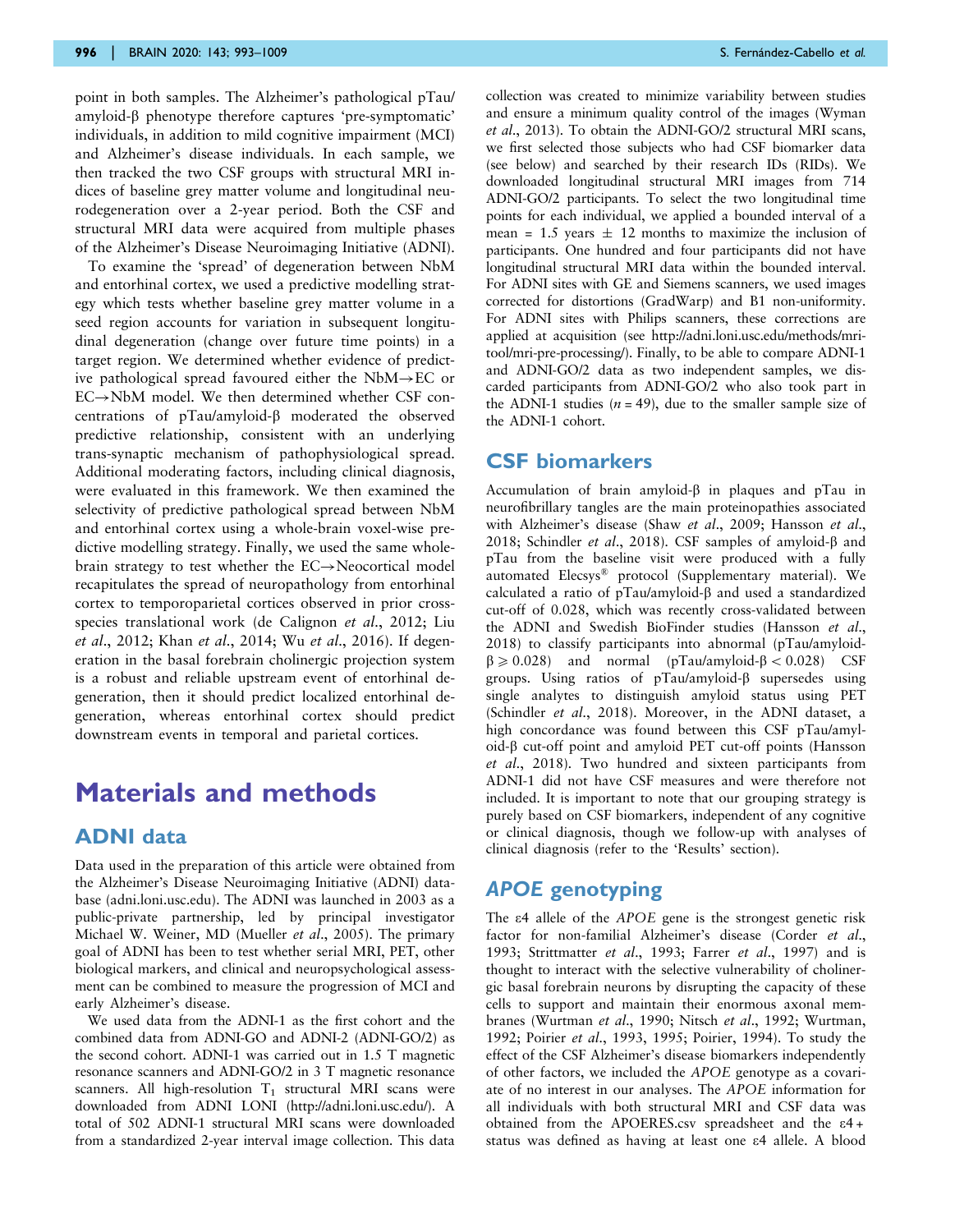point in both samples. The Alzheimer's pathological pTau/amyloid-β phenotype therefore captures 'pre-symptomatic' individuals, in addition to mild cognitive impairment (MCI) and Alzheimer's disease individuals. In each sample, we then tracked the two CSF groups with structural MRI indices of baseline grey matter volume and longitudinal neurodegeneration over a 2-year period. Both the CSF and structural MRI data were acquired from multiple phases of the Alzheimer's Disease Neuroimaging Initiative (ADNI).

To examine the 'spread' of degeneration between NbM and entorhinal cortex, we used a predictive modelling strategy which tests whether baseline grey matter volume in a seed region accounts for variation in subsequent longitudinal degeneration (change over future time points) in a target region. We determined whether evidence of predictive pathological spread favoured either the NbM→EC or EC→NbM model. We then determined whether CSF concentrations of pTau/amyloid-β moderated the observed predictive relationship, consistent with an underlying trans-synaptic mechanism of pathophysiological spread. Additional moderating factors, including clinical diagnosis, were evaluated in this framework. We then examined the selectivity of predictive pathological spread between NbM and entorhinal cortex using a whole-brain voxel-wise predictive modelling strategy. Finally, we used the same whole-brain strategy to test whether the EC→Neocortical model recapitulates the spread of neuropathology from entorhinal cortex to temporoparietal cortices observed in prior cross-species translational work (de Calignon *et al.*, 2012; Liu *et al.*, 2012; Khan *et al.*, 2014; Wu *et al.*, 2016). If degeneration in the basal forebrain cholinergic projection system is a robust and reliable upstream event of entorhinal degeneration, then it should predict localized entorhinal degeneration, whereas entorhinal cortex should predict downstream events in temporal and parietal cortices.

# Materials and methods

## ADNI data

Data used in the preparation of this article were obtained from the Alzheimer's Disease Neuroimaging Initiative (ADNI) database (adni.loni.usc.edu). The ADNI was launched in 2003 as a public-private partnership, led by principal investigator Michael W. Weiner, MD (Mueller *et al.*, 2005). The primary goal of ADNI has been to test whether serial MRI, PET, other biological markers, and clinical and neuropsychological assessment can be combined to measure the progression of MCI and early Alzheimer's disease.

We used data from the ADNI-1 as the first cohort and the combined data from ADNI-GO and ADNI-2 (ADNI-GO/2) as the second cohort. ADNI-1 was carried out in 1.5 T magnetic resonance scanners and ADNI-GO/2 in 3 T magnetic resonance scanners. All high-resolution $T_1$ structural MRI scans were downloaded from ADNI LONI (http://adni.loni.usc.edu/). A total of 502 ADNI-1 structural MRI scans were downloaded from a standardized 2-year interval image collection. This data collection was created to minimize variability between studies and ensure a minimum quality control of the images (Wyman *et al.*, 2013). To obtain the ADNI-GO/2 structural MRI scans, we first selected those subjects who had CSF biomarker data (see below) and searched by their research IDs (RIDs). We downloaded longitudinal structural MRI images from 714 ADNI-GO/2 participants. To select the two longitudinal time points for each individual, we applied a bounded interval of a mean = 1.5 years ± 12 months to maximize the inclusion of participants. One hundred and four participants did not have longitudinal structural MRI data within the bounded interval. For ADNI sites with GE and Siemens scanners, we used images corrected for distortions (GradWarp) and B1 non-uniformity. For ADNI sites with Philips scanners, these corrections are applied at acquisition (see http://adni.loni.usc.edu/methods/mri-tool/mri-pre-processing/). Finally, to be able to compare ADNI-1 and ADNI-GO/2 data as two independent samples, we discarded participants from ADNI-GO/2 who also took part in the ADNI-1 studies ($n = 49$), due to the smaller sample size of the ADNI-1 cohort.

## CSF biomarkers

Accumulation of brain amyloid-β in plaques and pTau in neurofibrillary tangles are the main proteinopathies associated with Alzheimer's disease (Shaw *et al.*, 2009; Hansson *et al.*, 2018; Schindler *et al.*, 2018). CSF samples of amyloid-β and pTau from the baseline visit were produced with a fully automated Elecsys® protocol (Supplementary material). We calculated a ratio of pTau/amyloid-β and used a standardized cut-off of 0.028, which was recently cross-validated between the ADNI and Swedish BioFinder studies (Hansson *et al.*, 2018) to classify participants into abnormal (pTau/amyloid-β $\geq 0.028$) and normal (pTau/amyloid-β $< 0.028$) CSF groups. Using ratios of pTau/amyloid-β supersedes using single analytes to distinguish amyloid status using PET (Schindler *et al.*, 2018). Moreover, in the ADNI dataset, a high concordance was found between this CSF pTau/amyloid-β cut-off point and amyloid PET cut-off points (Hansson *et al.*, 2018). Two hundred and sixteen participants from ADNI-1 did not have CSF measures and were therefore not included. It is important to note that our grouping strategy is purely based on CSF biomarkers, independent of any cognitive or clinical diagnosis, though we follow-up with analyses of clinical diagnosis (refer to the 'Results' section).

## *APOE* genotyping

The ε4 allele of the *APOE* gene is the strongest genetic risk factor for non-familial Alzheimer's disease (Corder *et al.*, 1993; Strittmatter *et al.*, 1993; Farrer *et al.*, 1997) and is thought to interact with the selective vulnerability of cholinergic basal forebrain neurons by disrupting the capacity of these cells to support and maintain their enormous axonal membranes (Wurtman *et al.*, 1990; Nitsch *et al.*, 1992; Wurtman, 1992; Poirier *et al.*, 1993, 1995; Poirier, 1994). To study the effect of the CSF Alzheimer's disease biomarkers independently of other factors, we included the *APOE* genotype as a covariate of no interest in our analyses. The *APOE* information for all individuals with both structural MRI and CSF data was obtained from the APOERES.csv spreadsheet and the ε4+ status was defined as having at least one ε4 allele. A blood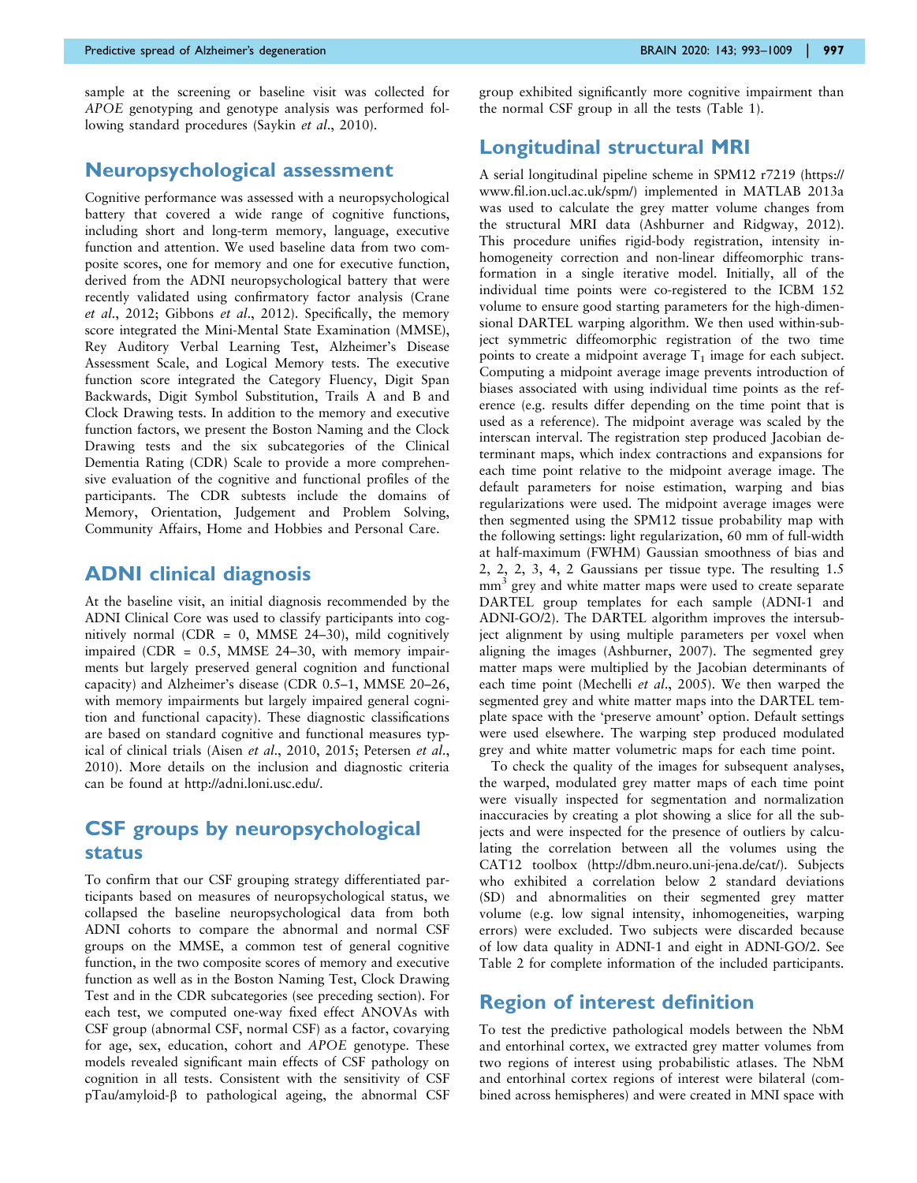sample at the screening or baseline visit was collected for *APOE* genotyping and genotype analysis was performed following standard procedures (Saykin *et al*., 2010).

## Neuropsychological assessment

Cognitive performance was assessed with a neuropsychological battery that covered a wide range of cognitive functions, including short and long-term memory, language, executive function and attention. We used baseline data from two composite scores, one for memory and one for executive function, derived from the ADNI neuropsychological battery that were recently validated using confirmatory factor analysis (Crane *et al*., 2012; Gibbons *et al*., 2012). Specifically, the memory score integrated the Mini-Mental State Examination (MMSE), Rey Auditory Verbal Learning Test, Alzheimer's Disease Assessment Scale, and Logical Memory tests. The executive function score integrated the Category Fluency, Digit Span Backwards, Digit Symbol Substitution, Trails A and B and Clock Drawing tests. In addition to the memory and executive function factors, we present the Boston Naming and the Clock Drawing tests and the six subcategories of the Clinical Dementia Rating (CDR) Scale to provide a more comprehensive evaluation of the cognitive and functional profiles of the participants. The CDR subtests include the domains of Memory, Orientation, Judgement and Problem Solving, Community Affairs, Home and Hobbies and Personal Care.

## ADNI clinical diagnosis

At the baseline visit, an initial diagnosis recommended by the ADNI Clinical Core was used to classify participants into cognitively normal (CDR = 0, MMSE 24–30), mild cognitively impaired (CDR = 0.5, MMSE 24–30, with memory impairments but largely preserved general cognition and functional capacity) and Alzheimer's disease (CDR 0.5–1, MMSE 20–26, with memory impairments but largely impaired general cognition and functional capacity). These diagnostic classifications are based on standard cognitive and functional measures typical of clinical trials (Aisen *et al*., 2010, 2015; Petersen *et al*., 2010). More details on the inclusion and diagnostic criteria can be found at http://adni.loni.usc.edu/.

## CSF groups by neuropsychological status

To confirm that our CSF grouping strategy differentiated participants based on measures of neuropsychological status, we collapsed the baseline neuropsychological data from both ADNI cohorts to compare the abnormal and normal CSF groups on the MMSE, a common test of general cognitive function, in the two composite scores of memory and executive function as well as in the Boston Naming Test, Clock Drawing Test and in the CDR subcategories (see preceding section). For each test, we computed one-way fixed effect ANOVAs with CSF group (abnormal CSF, normal CSF) as a factor, covarying for age, sex, education, cohort and *APOE* genotype. These models revealed significant main effects of CSF pathology on cognition in all tests. Consistent with the sensitivity of CSF pTau/amyloid-β to pathological ageing, the abnormal CSF group exhibited significantly more cognitive impairment than the normal CSF group in all the tests (Table 1).

## Longitudinal structural MRI

A serial longitudinal pipeline scheme in SPM12 r7219 (https://www.fil.ion.ucl.ac.uk/spm/) implemented in MATLAB 2013a was used to calculate the grey matter volume changes from the structural MRI data (Ashburner and Ridgway, 2012). This procedure unifies rigid-body registration, intensity inhomogeneity correction and non-linear diffeomorphic transformation in a single iterative model. Initially, all of the individual time points were co-registered to the ICBM 152 volume to ensure good starting parameters for the high-dimensional DARTEL warping algorithm. We then used within-subject symmetric diffeomorphic registration of the two time points to create a midpoint average $T_1$ image for each subject. Computing a midpoint average image prevents introduction of biases associated with using individual time points as the reference (e.g. results differ depending on the time point that is used as a reference). The midpoint average was scaled by the interscan interval. The registration step produced Jacobian determinant maps, which index contractions and expansions for each time point relative to the midpoint average image. The default parameters for noise estimation, warping and bias regularizations were used. The midpoint average images were then segmented using the SPM12 tissue probability map with the following settings: light regularization, 60 mm of full-width at half-maximum (FWHM) Gaussian smoothness of bias and 2, 2, 2, 3, 4, 2 Gaussians per tissue type. The resulting 1.5 $mm^3$ grey and white matter maps were used to create separate DARTEL group templates for each sample (ADNI-1 and ADNI-GO/2). The DARTEL algorithm improves the intersubject alignment by using multiple parameters per voxel when aligning the images (Ashburner, 2007). The segmented grey matter maps were multiplied by the Jacobian determinants of each time point (Mechelli *et al*., 2005). We then warped the segmented grey and white matter maps into the DARTEL template space with the 'preserve amount' option. Default settings were used elsewhere. The warping step produced modulated grey and white matter volumetric maps for each time point.

To check the quality of the images for subsequent analyses, the warped, modulated grey matter maps of each time point were visually inspected for segmentation and normalization inaccuracies by creating a plot showing a slice for all the subjects and were inspected for the presence of outliers by calculating the correlation between all the volumes using the CAT12 toolbox (http://dbm.neuro.uni-jena.de/cat/). Subjects who exhibited a correlation below 2 standard deviations (SD) and abnormalities on their segmented grey matter volume (e.g. low signal intensity, inhomogeneities, warping errors) were excluded. Two subjects were discarded because of low data quality in ADNI-1 and eight in ADNI-GO/2. See Table 2 for complete information of the included participants.

## Region of interest definition

To test the predictive pathological models between the NbM and entorhinal cortex, we extracted grey matter volumes from two regions of interest using probabilistic atlases. The NbM and entorhinal cortex regions of interest were bilateral (combined across hemispheres) and were created in MNI space with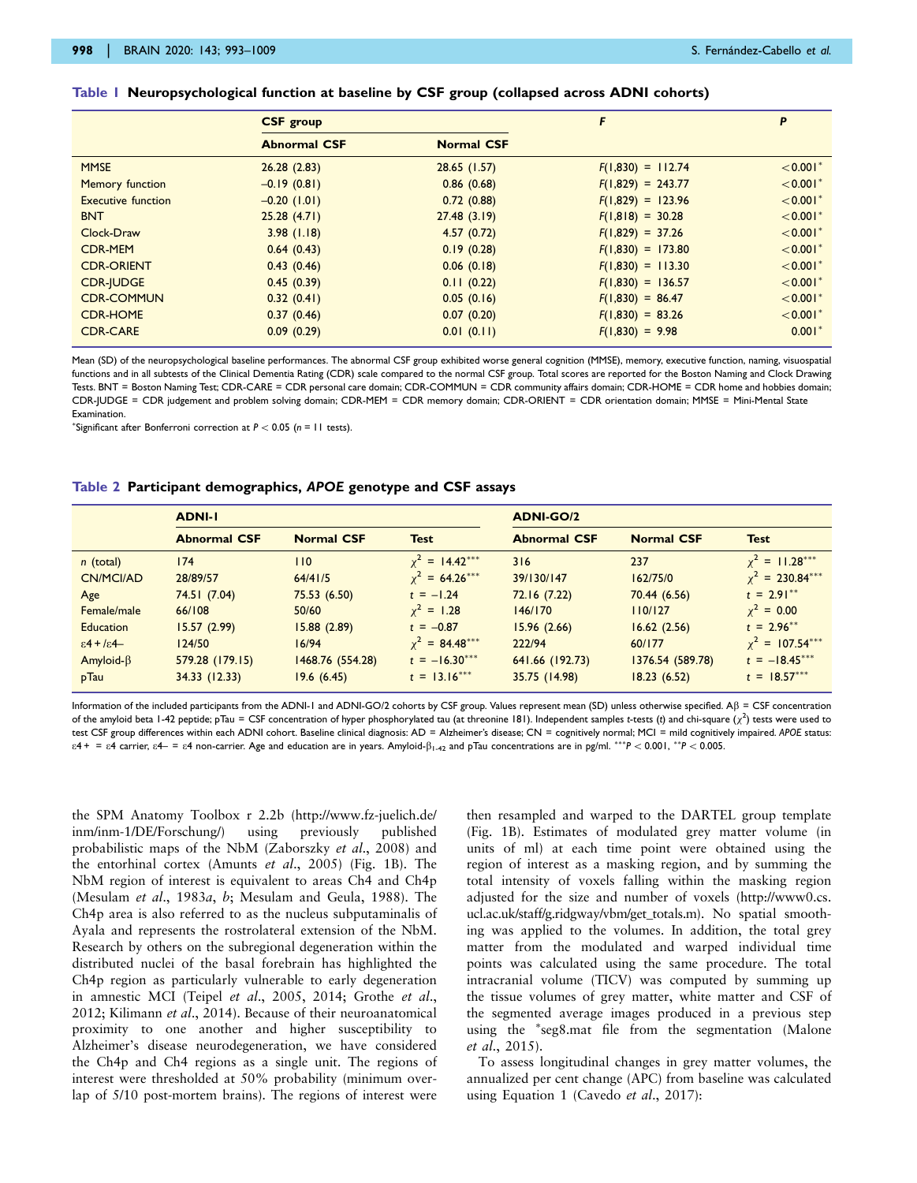**Table 1 Neuropsychological function at baseline by CSF group (collapsed across ADNI cohorts)**

| | CSF group | | F | P |
|---|---|---|---|---|
| | Abnormal CSF | Normal CSF | | |
| MMSE | 26.28 (2.83) | 28.65 (1.57) | $F(1,830) = 112.74$ | $<0.001^*$ |
| Memory function | –0.19 (0.81) | 0.86 (0.68) | $F(1,829) = 243.77$ | $<0.001^*$ |
| Executive function | –0.20 (1.01) | 0.72 (0.88) | $F(1,829) = 123.96$ | $<0.001^*$ |
| BNT | 25.28 (4.71) | 27.48 (3.19) | $F(1,818) = 30.28$ | $<0.001^*$ |
| Clock-Draw | 3.98 (1.18) | 4.57 (0.72) | $F(1,829) = 37.26$ | $<0.001^*$ |
| CDR-MEM | 0.64 (0.43) | 0.19 (0.28) | $F(1,830) = 173.80$ | $<0.001^*$ |
| CDR-ORIENT | 0.43 (0.46) | 0.06 (0.18) | $F(1,830) = 113.30$ | $<0.001^*$ |
| CDR-JUDGE | 0.45 (0.39) | 0.11 (0.22) | $F(1,830) = 136.57$ | $<0.001^*$ |
| CDR-COMMUN | 0.32 (0.41) | 0.05 (0.16) | $F(1,830) = 86.47$ | $<0.001^*$ |
| CDR-HOME | 0.37 (0.46) | 0.07 (0.20) | $F(1,830) = 83.26$ | $<0.001^*$ |
| CDR-CARE | 0.09 (0.29) | 0.01 (0.11) | $F(1,830) = 9.98$ | $0.001^*$ |

Mean (SD) of the neuropsychological baseline performances. The abnormal CSF group exhibited worse general cognition (MMSE), memory, executive function, naming, visuospatial functions and in all subtests of the Clinical Dementia Rating (CDR) scale compared to the normal CSF group. Total scores are reported for the Boston Naming and Clock Drawing Tests. BNT = Boston Naming Test; CDR-CARE = CDR personal care domain; CDR-COMMUN = CDR community affairs domain; CDR-HOME = CDR home and hobbies domain; CDR-JUDGE = CDR judgement and problem solving domain; CDR-MEM = CDR memory domain; CDR-ORIENT = CDR orientation domain; MMSE = Mini-Mental State Examination.

*Significant after Bonferroni correction at $P < 0.05$ ($n$ = 11 tests).

**Table 2 Participant demographics, *APOE* genotype and CSF assays**

| | ADNI-1 | | | ADNI-GO/2 | | |
|---|---|---|---|---|---|---|
| | Abnormal CSF | Normal CSF | Test | Abnormal CSF | Normal CSF | Test |
| $n$ (total) | 174 | 110 | $\chi^2 = 14.42^{***}$ | 316 | 237 | $\chi^2 = 11.28^{***}$ |
| CN/MCI/AD | 28/89/57 | 64/41/5 | $\chi^2 = 64.26^{***}$ | 39/130/147 | 162/75/0 | $\chi^2 = 230.84^{***}$ |
| Age | 74.51 (7.04) | 75.53 (6.50) | $t = -1.24$ | 72.16 (7.22) | 70.44 (6.56) | $t = 2.91^{**}$ |
| Female/male | 66/108 | 50/60 | $\chi^2 = 1.28$ | 146/170 | 110/127 | $\chi^2 = 0.00$ |
| Education | 15.57 (2.99) | 15.88 (2.89) | $t = -0.87$ | 15.96 (2.66) | 16.62 (2.56) | $t = 2.96^{**}$ |
| ε4+/ε4– | 124/50 | 16/94 | $\chi^2 = 84.48^{***}$ | 222/94 | 60/177 | $\chi^2 = 107.54^{***}$ |
| Amyloid-β | 579.28 (179.15) | 1468.76 (554.28) | $t = -16.30^{***}$ | 641.66 (192.73) | 1376.54 (589.78) | $t = -18.45^{***}$ |
| pTau | 34.33 (12.33) | 19.6 (6.45) | $t = 13.16^{***}$ | 35.75 (14.98) | 18.23 (6.52) | $t = 18.57^{***}$ |

Information of the included participants from the ADNI-1 and ADNI-GO/2 cohorts by CSF group. Values represent mean (SD) unless otherwise specified. Aβ = CSF concentration of the amyloid beta 1-42 peptide; pTau = CSF concentration of hyper phosphorylated tau (at threonine 181). Independent samples t-tests ($t$) and chi-square ($\chi^2$) tests were used to test CSF group differences within each ADNI cohort. Baseline clinical diagnosis: AD = Alzheimer's disease; CN = cognitively normal; MCI = mild cognitively impaired. *APOE* status: ε4+ = ε4 carrier, ε4– = ε4 non-carrier. Age and education are in years. Amyloid-$\beta_{1-42}$ and pTau concentrations are in pg/ml. $^{***}P < 0.001$, $^{**}P < 0.005$.

the SPM Anatomy Toolbox r 2.2b (http://www.fz-juelich.de/inm/inm-1/DE/Forschung/) using previously published probabilistic maps of the NbM (Zaborszky *et al.*, 2008) and the entorhinal cortex (Amunts *et al.*, 2005) (Fig. 1B). The NbM region of interest is equivalent to areas Ch4 and Ch4p (Mesulam *et al.*, 1983*a*, *b*; Mesulam and Geula, 1988). The Ch4p area is also referred to as the nucleus subputaminalis of Ayala and represents the rostrolateral extension of the NbM. Research by others on the subregional degeneration within the distributed nuclei of the basal forebrain has highlighted the Ch4p region as particularly vulnerable to early degeneration in amnestic MCI (Teipel *et al.*, 2005, 2014; Grothe *et al.*, 2012; Kilimann *et al.*, 2014). Because of their neuroanatomical proximity to one another and higher susceptibility to Alzheimer's disease neurodegeneration, we have considered the Ch4p and Ch4 regions as a single unit. The regions of interest were thresholded at 50% probability (minimum overlap of 5/10 post-mortem brains). The regions of interest were then resampled and warped to the DARTEL group template (Fig. 1B). Estimates of modulated grey matter volume (in units of ml) at each time point were obtained using the region of interest as a masking region, and by summing the total intensity of voxels falling within the masking region adjusted for the size and number of voxels (http://www0.cs.ucl.ac.uk/staff/g.ridgway/vbm/get_totals.m). No spatial smoothing was applied to the volumes. In addition, the total grey matter from the modulated and warped individual time points was calculated using the same procedure. The total intracranial volume (TICV) was computed by summing up the tissue volumes of grey matter, white matter and CSF of the segmented average images produced in a previous step using the *seg8.mat file from the segmentation (Malone *et al.*, 2015).

To assess longitudinal changes in grey matter volumes, the annualized per cent change (APC) from baseline was calculated using Equation 1 (Cavedo *et al.*, 2017):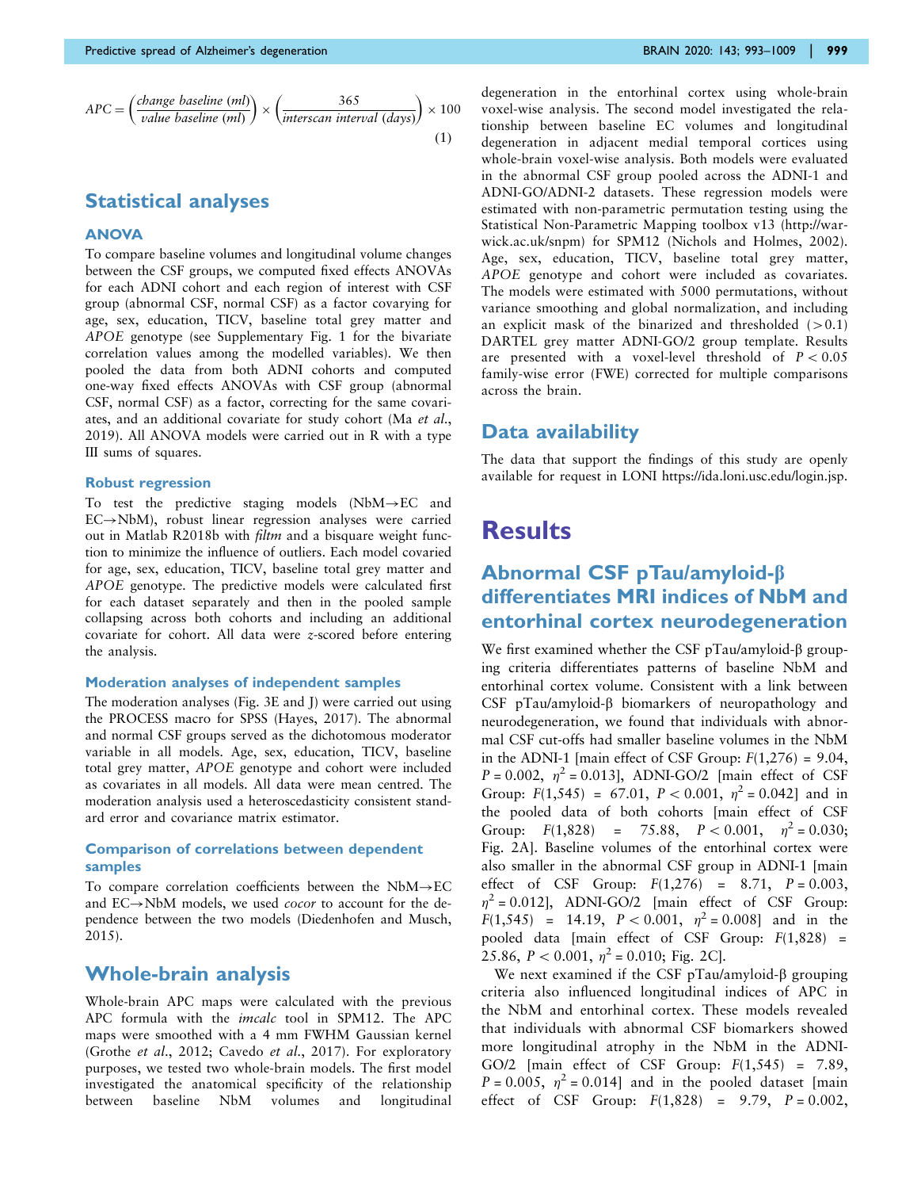$$APC = \left(\frac{change\ baseline\ (ml)}{value\ baseline\ (ml)}\right) \times \left(\frac{365}{interscan\ interval\ (days)}\right) \times 100 \quad (1)$$

## Statistical analyses

### ANOVA

To compare baseline volumes and longitudinal volume changes between the CSF groups, we computed fixed effects ANOVAs for each ADNI cohort and each region of interest with CSF group (abnormal CSF, normal CSF) as a factor covarying for age, sex, education, TICV, baseline total grey matter and *APOE* genotype (see Supplementary Fig. 1 for the bivariate correlation values among the modelled variables). We then pooled the data from both ADNI cohorts and computed one-way fixed effects ANOVAs with CSF group (abnormal CSF, normal CSF) as a factor, correcting for the same covariates, and an additional covariate for study cohort (Ma *et al.*, 2019). All ANOVA models were carried out in R with a type III sums of squares.

#### Robust regression

To test the predictive staging models (NbM→EC and EC→NbM), robust linear regression analyses were carried out in Matlab R2018b with *filtm* and a bisquare weight function to minimize the influence of outliers. Each model covaried for age, sex, education, TICV, baseline total grey matter and *APOE* genotype. The predictive models were calculated first for each dataset separately and then in the pooled sample collapsing across both cohorts and including an additional covariate for cohort. All data were *z*-scored before entering the analysis.

#### Moderation analyses of independent samples

The moderation analyses (Fig. 3E and J) were carried out using the PROCESS macro for SPSS (Hayes, 2017). The abnormal and normal CSF groups served as the dichotomous moderator variable in all models. Age, sex, education, TICV, baseline total grey matter, *APOE* genotype and cohort were included as covariates in all models. All data were mean centred. The moderation analysis used a heteroscedasticity consistent standard error and covariance matrix estimator.

#### Comparison of correlations between dependent samples

To compare correlation coefficients between the NbM→EC and EC→NbM models, we used *cocor* to account for the dependence between the two models (Diedenhofen and Musch, 2015).

## Whole-brain analysis

Whole-brain APC maps were calculated with the previous APC formula with the *imcalc* tool in SPM12. The APC maps were smoothed with a 4 mm FWHM Gaussian kernel (Grothe *et al.*, 2012; Cavedo *et al.*, 2017). For exploratory purposes, we tested two whole-brain models. The first model investigated the anatomical specificity of the relationship between baseline NbM volumes and longitudinal degeneration in the entorhinal cortex using whole-brain voxel-wise analysis. The second model investigated the relationship between baseline EC volumes and longitudinal degeneration in adjacent medial temporal cortices using whole-brain voxel-wise analysis. Both models were evaluated in the abnormal CSF group pooled across the ADNI-1 and ADNI-GO/ADNI-2 datasets. These regression models were estimated with non-parametric permutation testing using the Statistical Non-Parametric Mapping toolbox v13 (http://warwick.ac.uk/snpm) for SPM12 (Nichols and Holmes, 2002). Age, sex, education, TICV, baseline total grey matter, *APOE* genotype and cohort were included as covariates. The models were estimated with 5000 permutations, without variance smoothing and global normalization, and including an explicit mask of the binarized and thresholded (>0.1) DARTEL grey matter ADNI-GO/2 group template. Results are presented with a voxel-level threshold of $P < 0.05$ family-wise error (FWE) corrected for multiple comparisons across the brain.

## Data availability

The data that support the findings of this study are openly available for request in LONI https://ida.loni.usc.edu/login.jsp.

# Results

## Abnormal CSF pTau/amyloid-β differentiates MRI indices of NbM and entorhinal cortex neurodegeneration

We first examined whether the CSF pTau/amyloid-β grouping criteria differentiates patterns of baseline NbM and entorhinal cortex volume. Consistent with a link between CSF pTau/amyloid-β biomarkers of neuropathology and neurodegeneration, we found that individuals with abnormal CSF cut-offs had smaller baseline volumes in the NbM in the ADNI-1 [main effect of CSF Group: $F(1,276) = 9.04$, $P = 0.002$, $\eta^2 = 0.013$], ADNI-GO/2 [main effect of CSF Group: $F(1,545) = 67.01$, $P < 0.001$, $\eta^2 = 0.042$] and in the pooled data of both cohorts [main effect of CSF Group: $F(1,828) = 75.88$, $P < 0.001$, $\eta^2 = 0.030$; Fig. 2A]. Baseline volumes of the entorhinal cortex were also smaller in the abnormal CSF group in ADNI-1 [main effect of CSF Group: $F(1,276) = 8.71$, $P = 0.003$, $\eta^2 = 0.012$], ADNI-GO/2 [main effect of CSF Group: $F(1,545) = 14.19$, $P < 0.001$, $\eta^2 = 0.008$] and in the pooled data [main effect of CSF Group: $F(1,828) = 25.86$, $P < 0.001$, $\eta^2 = 0.010$; Fig. 2C].

We next examined if the CSF pTau/amyloid-β grouping criteria also influenced longitudinal indices of APC in the NbM and entorhinal cortex. These models revealed that individuals with abnormal CSF biomarkers showed more longitudinal atrophy in the NbM in the ADNI-GO/2 [main effect of CSF Group: $F(1,545) = 7.89$, $P = 0.005$, $\eta^2 = 0.014$] and in the pooled dataset [main effect of CSF Group: $F(1,828) = 9.79$, $P = 0.002$,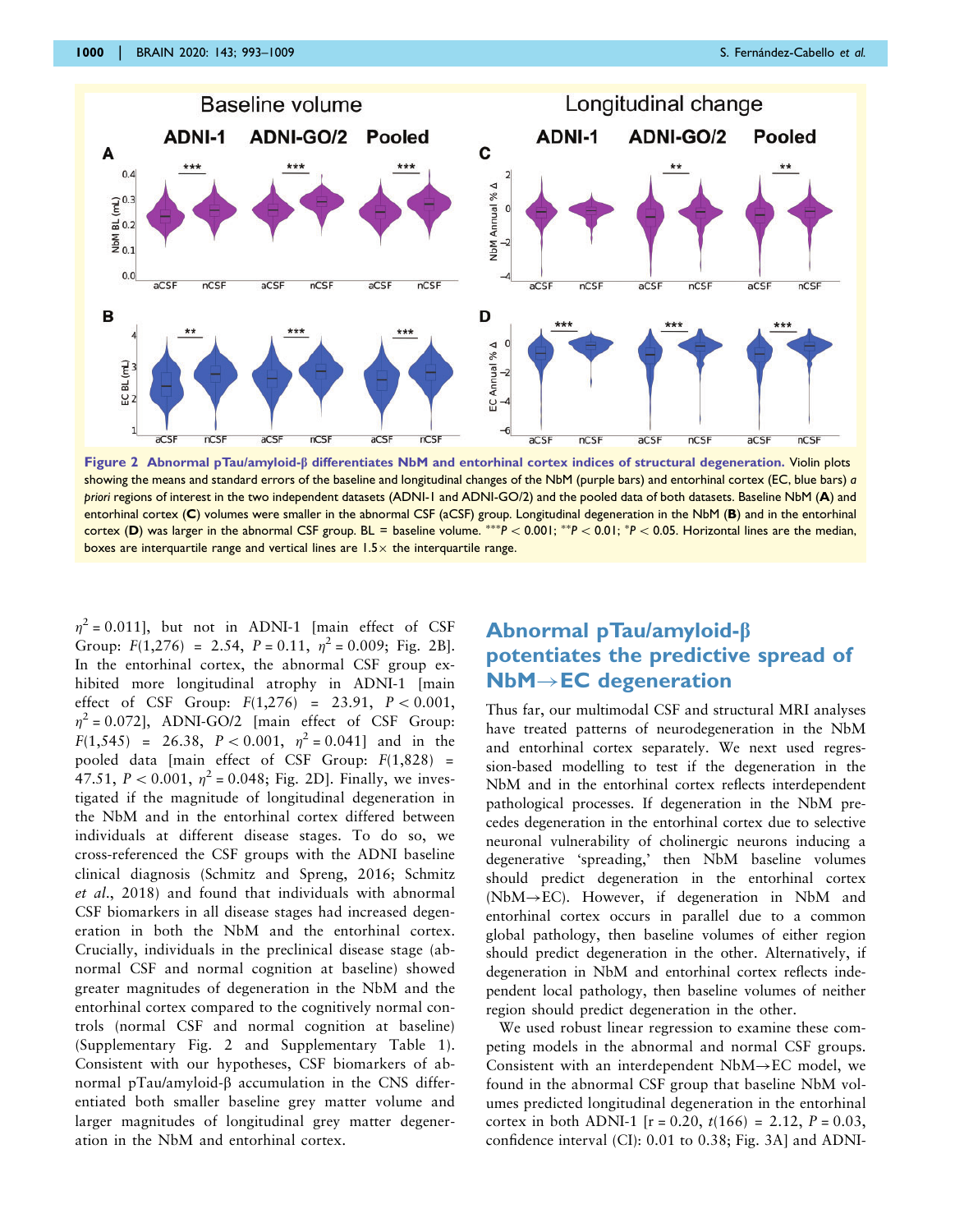**Figure 2 Abnormal pTau/amyloid-β differentiates NbM and entorhinal cortex indices of structural degeneration.** Violin plots showing the means and standard errors of the baseline and longitudinal changes of the NbM (purple bars) and entorhinal cortex (EC, blue bars) *a priori* regions of interest in the two independent datasets (ADNI-1 and ADNI-GO/2) and the pooled data of both datasets. Baseline NbM (**A**) and entorhinal cortex (**C**) volumes were smaller in the abnormal CSF (aCSF) group. Longitudinal degeneration in the NbM (**B**) and in the entorhinal cortex (**D**) was larger in the abnormal CSF group. BL = baseline volume. ***$P < 0.001$; **$P < 0.01$; *$P < 0.05$. Horizontal lines are the median, boxes are interquartile range and vertical lines are 1.5× the interquartile range.

$\eta^2 = 0.011$], but not in ADNI-1 [main effect of CSF Group: $F(1,276) = 2.54$, $P = 0.11$, $\eta^2 = 0.009$; Fig. 2B]. In the entorhinal cortex, the abnormal CSF group exhibited more longitudinal atrophy in ADNI-1 [main effect of CSF Group: $F(1,276) = 23.91$, $P < 0.001$, $\eta^2 = 0.072$], ADNI-GO/2 [main effect of CSF Group: $F(1,545) = 26.38$, $P < 0.001$, $\eta^2 = 0.041$] and in the pooled data [main effect of CSF Group: $F(1,828) = 47.51$, $P < 0.001$, $\eta^2 = 0.048$; Fig. 2D]. Finally, we investigated if the magnitude of longitudinal degeneration in the NbM and in the entorhinal cortex differed between individuals at different disease stages. To do so, we cross-referenced the CSF groups with the ADNI baseline clinical diagnosis (Schmitz and Spreng, 2016; Schmitz *et al.*, 2018) and found that individuals with abnormal CSF biomarkers in all disease stages had increased degeneration in both the NbM and the entorhinal cortex. Crucially, individuals in the preclinical disease stage (abnormal CSF and normal cognition at baseline) showed greater magnitudes of degeneration in the NbM and the entorhinal cortex compared to the cognitively normal controls (normal CSF and normal cognition at baseline) (Supplementary Fig. 2 and Supplementary Table 1). Consistent with our hypotheses, CSF biomarkers of abnormal pTau/amyloid-β accumulation in the CNS differentiated both smaller baseline grey matter volume and larger magnitudes of longitudinal grey matter degeneration in the NbM and entorhinal cortex.

## Abnormal pTau/amyloid-β potentiates the predictive spread of NbM→EC degeneration

Thus far, our multimodal CSF and structural MRI analyses have treated patterns of neurodegeneration in the NbM and entorhinal cortex separately. We next used regression-based modelling to test if the degeneration in the NbM and in the entorhinal cortex reflects interdependent pathological processes. If degeneration in the NbM precedes degeneration in the entorhinal cortex due to selective neuronal vulnerability of cholinergic neurons inducing a degenerative 'spreading,' then NbM baseline volumes should predict degeneration in the entorhinal cortex (NbM→EC). However, if degeneration in NbM and entorhinal cortex occurs in parallel due to a common global pathology, then baseline volumes of either region should predict degeneration in the other. Alternatively, if degeneration in NbM and entorhinal cortex reflects independent local pathology, then baseline volumes of neither region should predict degeneration in the other.

We used robust linear regression to examine these competing models in the abnormal and normal CSF groups. Consistent with an interdependent NbM→EC model, we found in the abnormal CSF group that baseline NbM volumes predicted longitudinal degeneration in the entorhinal cortex in both ADNI-1 [$r = 0.20$, $t(166) = 2.12$, $P = 0.03$, confidence interval (CI): 0.01 to 0.38; Fig. 3A] and ADNI-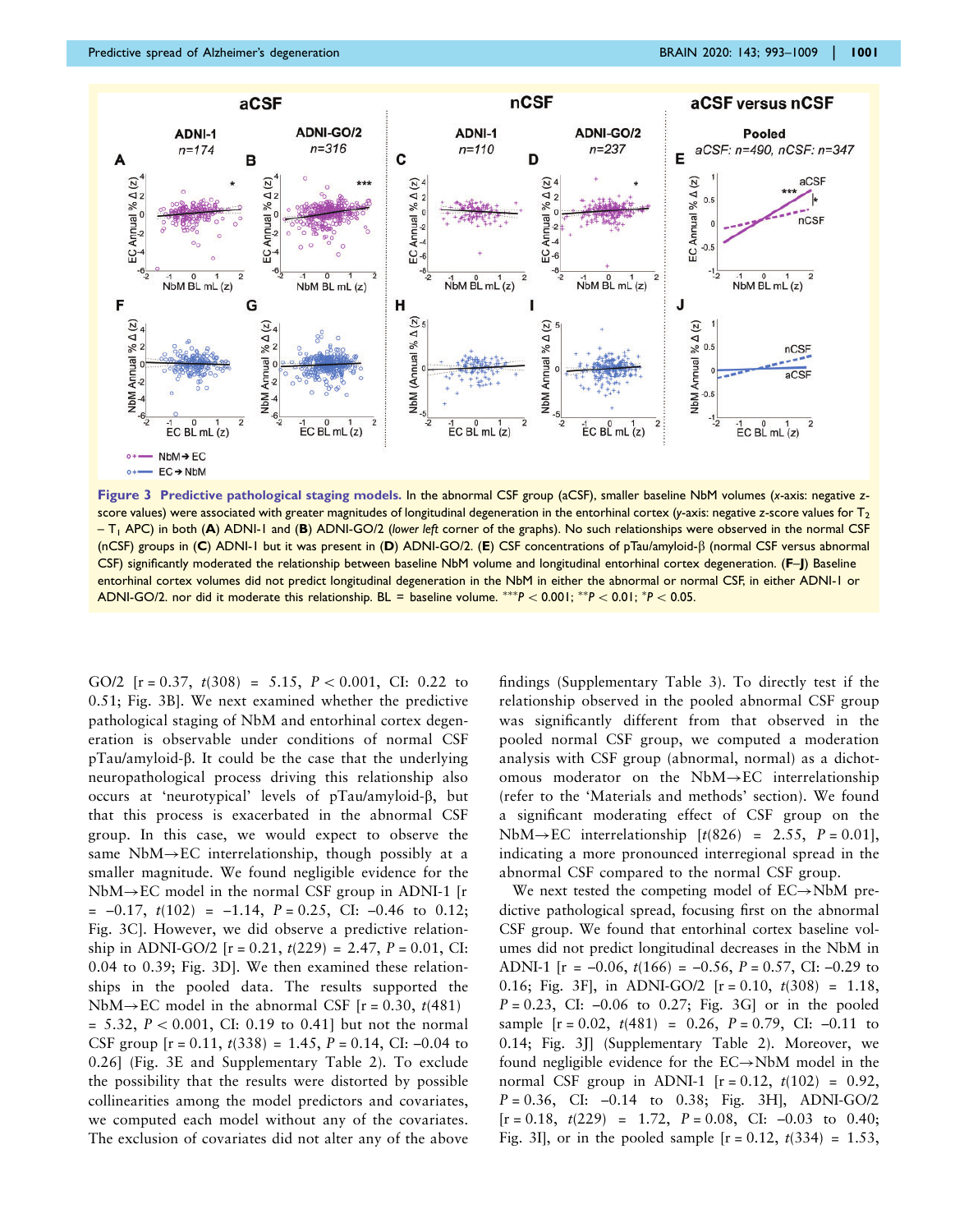**Figure 3 Predictive pathological staging models.** In the abnormal CSF group (aCSF), smaller baseline NbM volumes (*x*-axis: negative *z*-score values) were associated with greater magnitudes of longitudinal degeneration in the entorhinal cortex (*y*-axis: negative *z*-score values for $T_2 - T_1$ APC) in both (**A**) ADNI-1 and (**B**) ADNI-GO/2 (*lower left* corner of the graphs). No such relationships were observed in the normal CSF (nCSF) groups in (**C**) ADNI-1 but it was present in (**D**) ADNI-GO/2. (**E**) CSF concentrations of pTau/amyloid-β (normal CSF versus abnormal CSF) significantly moderated the relationship between baseline NbM volume and longitudinal entorhinal cortex degeneration. (**F–J**) Baseline entorhinal cortex volumes did not predict longitudinal degeneration in the NbM in either the abnormal or normal CSF, in either ADNI-1 or ADNI-GO/2. nor did it moderate this relationship. BL = baseline volume. $^{***}P < 0.001$; $^{**}P < 0.01$; $^{*}P < 0.05$.

GO/2 [r = 0.37, $t(308)$ = 5.15, $P < 0.001$, CI: 0.22 to 0.51; Fig. 3B]. We next examined whether the predictive pathological staging of NbM and entorhinal cortex degeneration is observable under conditions of normal CSF pTau/amyloid-β. It could be the case that the underlying neuropathological process driving this relationship also occurs at 'neurotypical' levels of pTau/amyloid-β, but that this process is exacerbated in the abnormal CSF group. In this case, we would expect to observe the same NbM→EC interrelationship, though possibly at a smaller magnitude. We found negligible evidence for the NbM→EC model in the normal CSF group in ADNI-1 [r = −0.17, $t(102)$ = −1.14, $P$ = 0.25, CI: −0.46 to 0.12; Fig. 3C]. However, we did observe a predictive relationship in ADNI-GO/2 [r = 0.21, $t(229)$ = 2.47, $P$ = 0.01, CI: 0.04 to 0.39; Fig. 3D]. We then examined these relationships in the pooled data. The results supported the NbM→EC model in the abnormal CSF [r = 0.30, $t(481)$ = 5.32, $P < 0.001$, CI: 0.19 to 0.41] but not the normal CSF group [r = 0.11, $t(338)$ = 1.45, $P$ = 0.14, CI: −0.04 to 0.26] (Fig. 3E and Supplementary Table 2). To exclude the possibility that the results were distorted by possible collinearities among the model predictors and covariates, we computed each model without any of the covariates. The exclusion of covariates did not alter any of the above findings (Supplementary Table 3). To directly test if the relationship observed in the pooled abnormal CSF group was significantly different from that observed in the pooled normal CSF group, we computed a moderation analysis with CSF group (abnormal, normal) as a dichotomous moderator on the NbM→EC interrelationship (refer to the 'Materials and methods' section). We found a significant moderating effect of CSF group on the NbM→EC interrelationship [$t(826)$ = 2.55, $P$ = 0.01], indicating a more pronounced interregional spread in the abnormal CSF compared to the normal CSF group.

We next tested the competing model of EC→NbM predictive pathological spread, focusing first on the abnormal CSF group. We found that entorhinal cortex baseline volumes did not predict longitudinal decreases in the NbM in ADNI-1 [r = −0.06, $t(166)$ = −0.56, $P$ = 0.57, CI: −0.29 to 0.16; Fig. 3F], in ADNI-GO/2 [r = 0.10, $t(308)$ = 1.18, $P$ = 0.23, CI: −0.06 to 0.27; Fig. 3G] or in the pooled sample [r = 0.02, $t(481)$ = 0.26, $P$ = 0.79, CI: −0.11 to 0.14; Fig. 3J] (Supplementary Table 2). Moreover, we found negligible evidence for the EC→NbM model in the normal CSF group in ADNI-1 [r = 0.12, $t(102)$ = 0.92, $P$ = 0.36, CI: −0.14 to 0.38; Fig. 3H], ADNI-GO/2 [r = 0.18, $t(229)$ = 1.72, $P$ = 0.08, CI: −0.03 to 0.40; Fig. 3I], or in the pooled sample [r = 0.12, $t(334)$ = 1.53,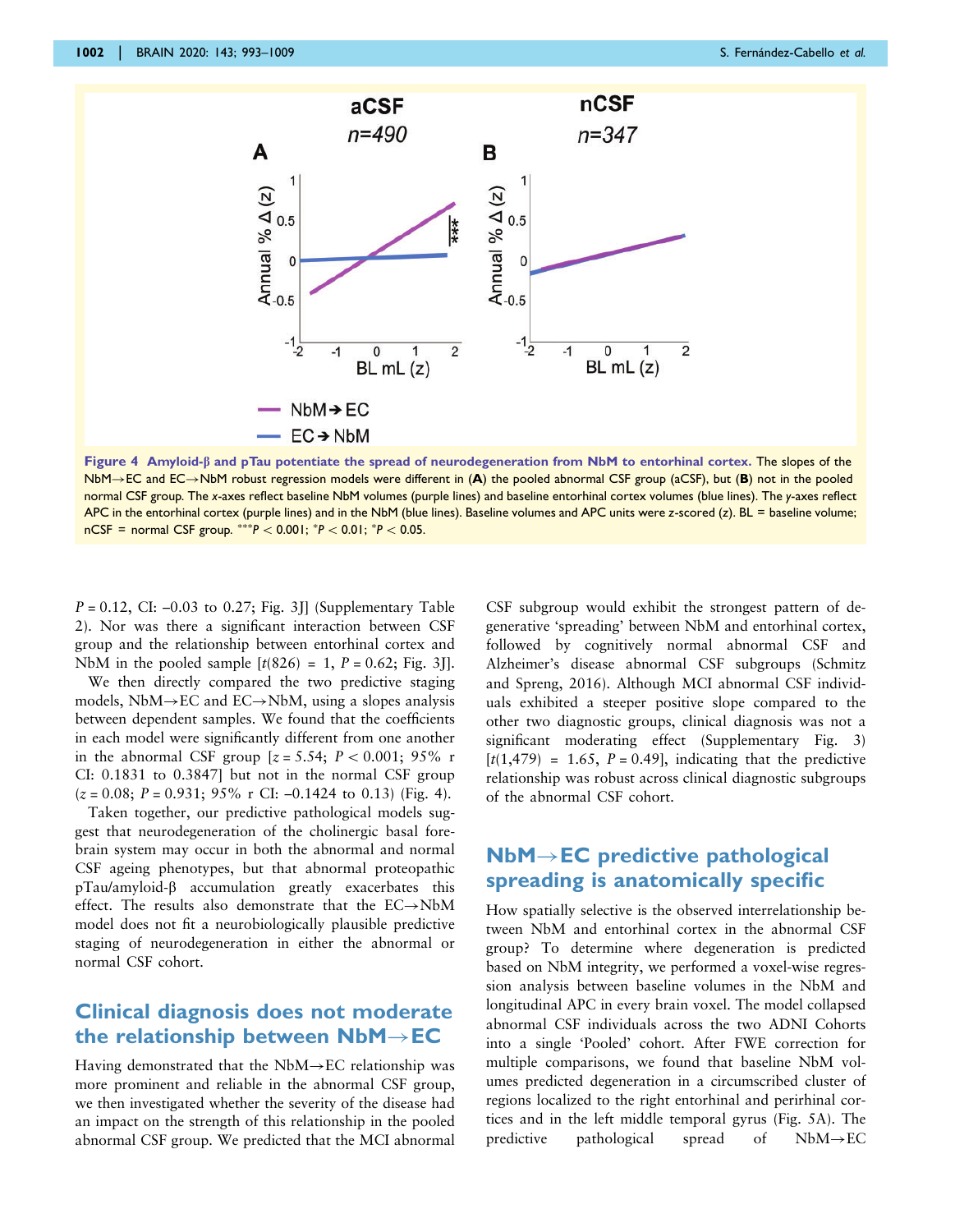**Figure 4 Amyloid-β and pTau potentiate the spread of neurodegeneration from NbM to entorhinal cortex.** The slopes of the NbM→EC and EC→NbM robust regression models were different in (**A**) the pooled abnormal CSF group (aCSF), but (**B**) not in the pooled normal CSF group. The x-axes reflect baseline NbM volumes (purple lines) and baseline entorhinal cortex volumes (blue lines). The y-axes reflect APC in the entorhinal cortex (purple lines) and in the NbM (blue lines). Baseline volumes and APC units were z-scored (z). BL = baseline volume; nCSF = normal CSF group. ***$P < 0.001$; *$P < 0.01$; *$P < 0.05$.

$P = 0.12$, CI: –0.03 to 0.27; Fig. 3J] (Supplementary Table 2). Nor was there a significant interaction between CSF group and the relationship between entorhinal cortex and NbM in the pooled sample [$t(826) = 1$, $P = 0.62$; Fig. 3J].

We then directly compared the two predictive staging models, NbM→EC and EC→NbM, using a slopes analysis between dependent samples. We found that the coefficients in each model were significantly different from one another in the abnormal CSF group [$z = 5.54$; $P < 0.001$; 95% r CI: 0.1831 to 0.3847] but not in the normal CSF group ($z = 0.08$; $P = 0.931$; 95% r CI: –0.1424 to 0.13) (Fig. 4).

Taken together, our predictive pathological models suggest that neurodegeneration of the cholinergic basal forebrain system may occur in both the abnormal and normal CSF ageing phenotypes, but that abnormal proteopathic pTau/amyloid-β accumulation greatly exacerbates this effect. The results also demonstrate that the EC→NbM model does not fit a neurobiologically plausible predictive staging of neurodegeneration in either the abnormal or normal CSF cohort.

## Clinical diagnosis does not moderate the relationship between NbM→EC

Having demonstrated that the NbM→EC relationship was more prominent and reliable in the abnormal CSF group, we then investigated whether the severity of the disease had an impact on the strength of this relationship in the pooled abnormal CSF group. We predicted that the MCI abnormal CSF subgroup would exhibit the strongest pattern of degenerative 'spreading' between NbM and entorhinal cortex, followed by cognitively normal abnormal CSF and Alzheimer's disease abnormal CSF subgroups (Schmitz and Spreng, 2016). Although MCI abnormal CSF individuals exhibited a steeper positive slope compared to the other two diagnostic groups, clinical diagnosis was not a significant moderating effect (Supplementary Fig. 3) [$t(1,479) = 1.65$, $P = 0.49$], indicating that the predictive relationship was robust across clinical diagnostic subgroups of the abnormal CSF cohort.

## NbM→EC predictive pathological spreading is anatomically specific

How spatially selective is the observed interrelationship between NbM and entorhinal cortex in the abnormal CSF group? To determine where degeneration is predicted based on NbM integrity, we performed a voxel-wise regression analysis between baseline volumes in the NbM and longitudinal APC in every brain voxel. The model collapsed abnormal CSF individuals across the two ADNI Cohorts into a single 'Pooled' cohort. After FWE correction for multiple comparisons, we found that baseline NbM volumes predicted degeneration in a circumscribed cluster of regions localized to the right entorhinal and perirhinal cortices and in the left middle temporal gyrus (Fig. 5A). The predictive pathological spread of NbM→EC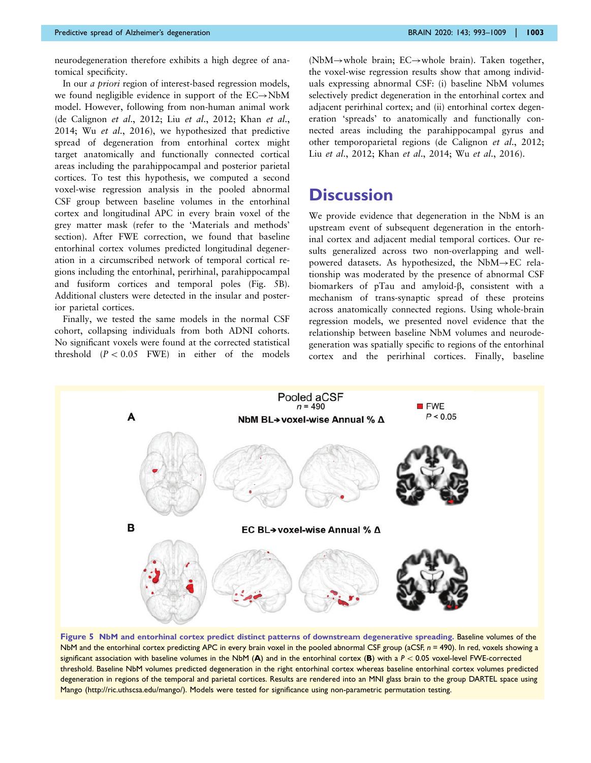neurodegeneration therefore exhibits a high degree of anatomical specificity.

In our *a priori* region of interest-based regression models, we found negligible evidence in support of the EC→NbM model. However, following from non-human animal work (de Calignon *et al*., 2012; Liu *et al*., 2012; Khan *et al*., 2014; Wu *et al*., 2016), we hypothesized that predictive spread of degeneration from entorhinal cortex might target anatomically and functionally connected cortical areas including the parahippocampal and posterior parietal cortices. To test this hypothesis, we computed a second voxel-wise regression analysis in the pooled abnormal CSF group between baseline volumes in the entorhinal cortex and longitudinal APC in every brain voxel of the grey matter mask (refer to the 'Materials and methods' section). After FWE correction, we found that baseline entorhinal cortex volumes predicted longitudinal degeneration in a circumscribed network of temporal cortical regions including the entorhinal, perirhinal, parahippocampal and fusiform cortices and temporal poles (Fig. 5B). Additional clusters were detected in the insular and posterior parietal cortices.

Finally, we tested the same models in the normal CSF cohort, collapsing individuals from both ADNI cohorts. No significant voxels were found at the corrected statistical threshold ($P < 0.05$ FWE) in either of the models (NbM→whole brain; EC→whole brain). Taken together, the voxel-wise regression results show that among individuals expressing abnormal CSF: (i) baseline NbM volumes selectively predict degeneration in the entorhinal cortex and adjacent perirhinal cortex; and (ii) entorhinal cortex degeneration 'spreads' to anatomically and functionally connected areas including the parahippocampal gyrus and other temporoparietal regions (de Calignon *et al*., 2012; Liu *et al*., 2012; Khan *et al*., 2014; Wu *et al*., 2016).

## Discussion

We provide evidence that degeneration in the NbM is an upstream event of subsequent degeneration in the entorhinal cortex and adjacent medial temporal cortices. Our results generalized across two non-overlapping and well-powered datasets. As hypothesized, the NbM→EC relationship was moderated by the presence of abnormal CSF biomarkers of pTau and amyloid-β, consistent with a mechanism of trans-synaptic spread of these proteins across anatomically connected regions. Using whole-brain regression models, we presented novel evidence that the relationship between baseline NbM volumes and neurodegeneration was spatially specific to regions of the entorhinal cortex and the perirhinal cortices. Finally, baseline

**Figure 5 NbM and entorhinal cortex predict distinct patterns of downstream degenerative spreading.** Baseline volumes of the NbM and the entorhinal cortex predicting APC in every brain voxel in the pooled abnormal CSF group (aCSF, $n = 490$). In red, voxels showing a significant association with baseline volumes in the NbM (**A**) and in the entorhinal cortex (**B**) with a $P < 0.05$ voxel-level FWE-corrected threshold. Baseline NbM volumes predicted degeneration in the right entorhinal cortex whereas baseline entorhinal cortex volumes predicted degeneration in regions of the temporal and parietal cortices. Results are rendered into an MNI glass brain to the group DARTEL space using Mango (http://ric.uthscsa.edu/mango/). Models were tested for significance using non-parametric permutation testing.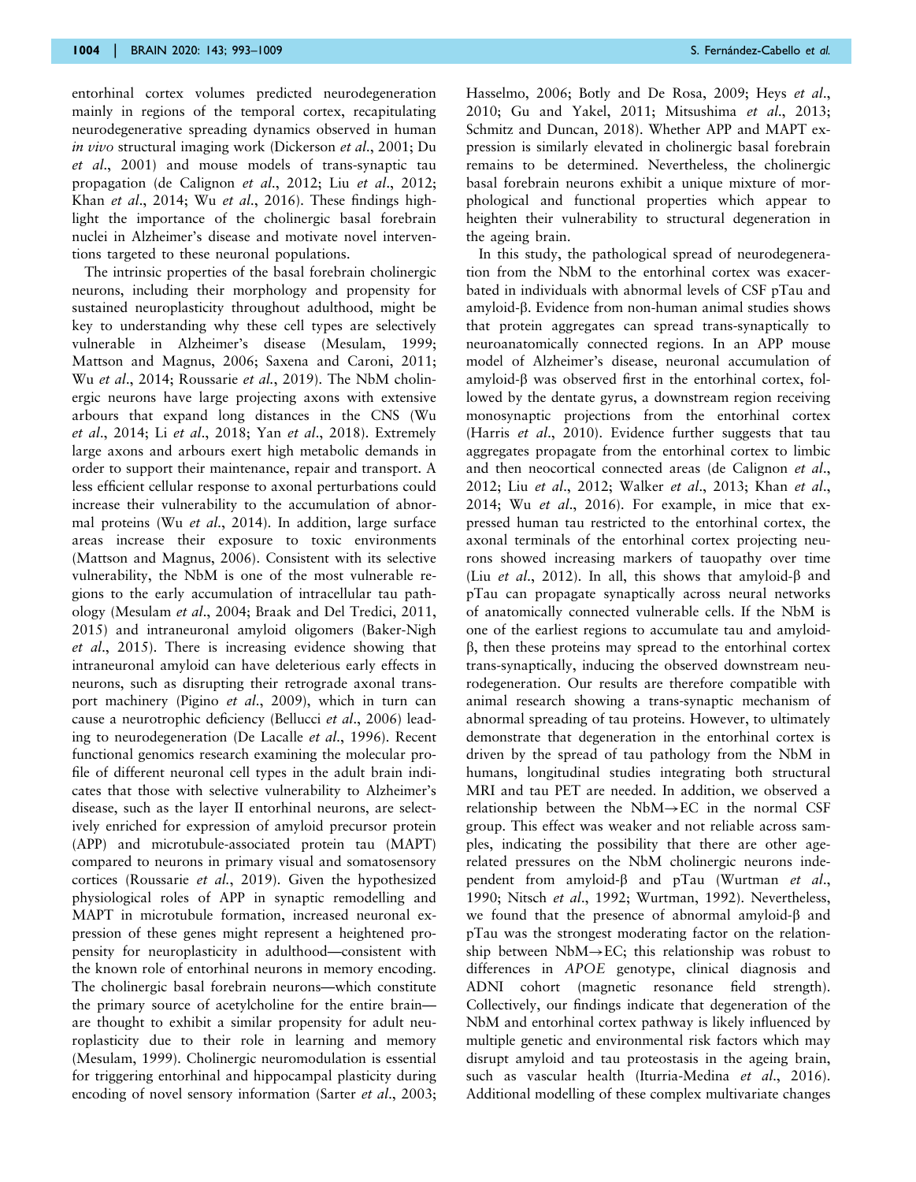entorhinal cortex volumes predicted neurodegeneration mainly in regions of the temporal cortex, recapitulating neurodegenerative spreading dynamics observed in human *in vivo* structural imaging work (Dickerson *et al*., 2001; Du *et al*., 2001) and mouse models of trans-synaptic tau propagation (de Calignon *et al*., 2012; Liu *et al*., 2012; Khan *et al*., 2014; Wu *et al*., 2016). These findings highlight the importance of the cholinergic basal forebrain nuclei in Alzheimer's disease and motivate novel interventions targeted to these neuronal populations.

The intrinsic properties of the basal forebrain cholinergic neurons, including their morphology and propensity for sustained neuroplasticity throughout adulthood, might be key to understanding why these cell types are selectively vulnerable in Alzheimer's disease (Mesulam, 1999; Mattson and Magnus, 2006; Saxena and Caroni, 2011; Wu *et al*., 2014; Roussarie *et al*., 2019). The NbM cholinergic neurons have large projecting axons with extensive arbours that expand long distances in the CNS (Wu *et al*., 2014; Li *et al*., 2018; Yan *et al*., 2018). Extremely large axons and arbours exert high metabolic demands in order to support their maintenance, repair and transport. A less efficient cellular response to axonal perturbations could increase their vulnerability to the accumulation of abnormal proteins (Wu *et al*., 2014). In addition, large surface areas increase their exposure to toxic environments (Mattson and Magnus, 2006). Consistent with its selective vulnerability, the NbM is one of the most vulnerable regions to the early accumulation of intracellular tau pathology (Mesulam *et al*., 2004; Braak and Del Tredici, 2011, 2015) and intraneuronal amyloid oligomers (Baker-Nigh *et al*., 2015). There is increasing evidence showing that intraneuronal amyloid can have deleterious early effects in neurons, such as disrupting their retrograde axonal transport machinery (Pigino *et al*., 2009), which in turn can cause a neurotrophic deficiency (Bellucci *et al*., 2006) leading to neurodegeneration (De Lacalle *et al*., 1996). Recent functional genomics research examining the molecular profile of different neuronal cell types in the adult brain indicates that those with selective vulnerability to Alzheimer's disease, such as the layer II entorhinal neurons, are selectively enriched for expression of amyloid precursor protein (APP) and microtubule-associated protein tau (MAPT) compared to neurons in primary visual and somatosensory cortices (Roussarie *et al*., 2019). Given the hypothesized physiological roles of APP in synaptic remodelling and MAPT in microtubule formation, increased neuronal expression of these genes might represent a heightened propensity for neuroplasticity in adulthood—consistent with the known role of entorhinal neurons in memory encoding. The cholinergic basal forebrain neurons—which constitute the primary source of acetylcholine for the entire brain—are thought to exhibit a similar propensity for adult neuroplasticity due to their role in learning and memory (Mesulam, 1999). Cholinergic neuromodulation is essential for triggering entorhinal and hippocampal plasticity during encoding of novel sensory information (Sarter *et al*., 2003; Hasselmo, 2006; Botly and De Rosa, 2009; Heys *et al*., 2010; Gu and Yakel, 2011; Mitsushima *et al*., 2013; Schmitz and Duncan, 2018). Whether APP and MAPT expression is similarly elevated in cholinergic basal forebrain remains to be determined. Nevertheless, the cholinergic basal forebrain neurons exhibit a unique mixture of morphological and functional properties which appear to heighten their vulnerability to structural degeneration in the ageing brain.

In this study, the pathological spread of neurodegeneration from the NbM to the entorhinal cortex was exacerbated in individuals with abnormal levels of CSF pTau and amyloid-β. Evidence from non-human animal studies shows that protein aggregates can spread trans-synaptically to neuroanatomically connected regions. In an APP mouse model of Alzheimer's disease, neuronal accumulation of amyloid-β was observed first in the entorhinal cortex, followed by the dentate gyrus, a downstream region receiving monosynaptic projections from the entorhinal cortex (Harris *et al*., 2010). Evidence further suggests that tau aggregates propagate from the entorhinal cortex to limbic and then neocortical connected areas (de Calignon *et al*., 2012; Liu *et al*., 2012; Walker *et al*., 2013; Khan *et al*., 2014; Wu *et al*., 2016). For example, in mice that expressed human tau restricted to the entorhinal cortex, the axonal terminals of the entorhinal cortex projecting neurons showed increasing markers of tauopathy over time (Liu *et al*., 2012). In all, this shows that amyloid-β and pTau can propagate synaptically across neural networks of anatomically connected vulnerable cells. If the NbM is one of the earliest regions to accumulate tau and amyloid-β, then these proteins may spread to the entorhinal cortex trans-synaptically, inducing the observed downstream neurodegeneration. Our results are therefore compatible with animal research showing a trans-synaptic mechanism of abnormal spreading of tau proteins. However, to ultimately demonstrate that degeneration in the entorhinal cortex is driven by the spread of tau pathology from the NbM in humans, longitudinal studies integrating both structural MRI and tau PET are needed. In addition, we observed a relationship between the NbM→EC in the normal CSF group. This effect was weaker and not reliable across samples, indicating the possibility that there are other age-related pressures on the NbM cholinergic neurons independent from amyloid-β and pTau (Wurtman *et al*., 1990; Nitsch *et al*., 1992; Wurtman, 1992). Nevertheless, we found that the presence of abnormal amyloid-β and pTau was the strongest moderating factor on the relationship between NbM→EC; this relationship was robust to differences in *APOE* genotype, clinical diagnosis and ADNI cohort (magnetic resonance field strength). Collectively, our findings indicate that degeneration of the NbM and entorhinal cortex pathway is likely influenced by multiple genetic and environmental risk factors which may disrupt amyloid and tau proteostasis in the ageing brain, such as vascular health (Iturria-Medina *et al*., 2016). Additional modelling of these complex multivariate changes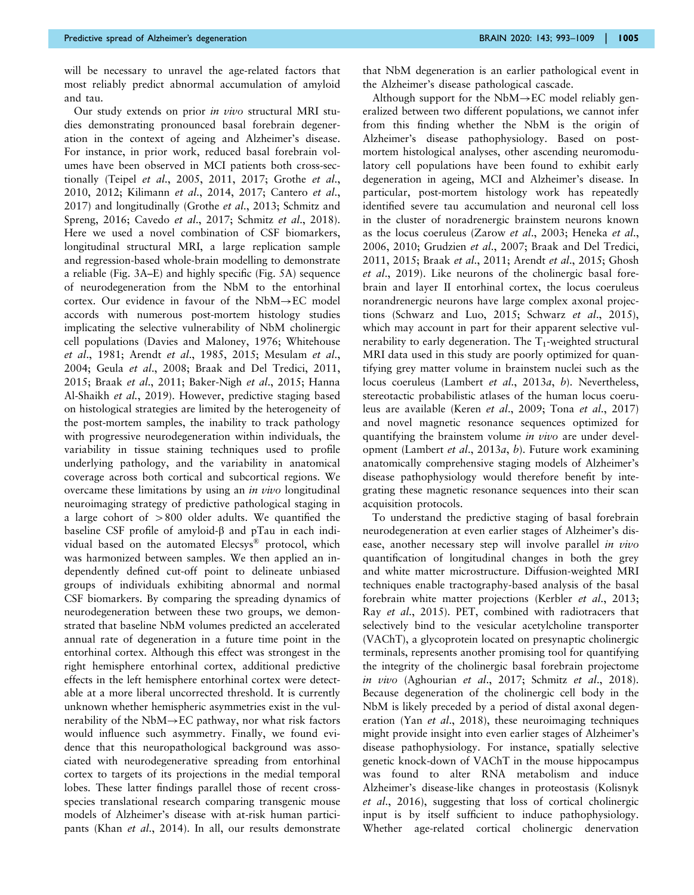will be necessary to unravel the age-related factors that most reliably predict abnormal accumulation of amyloid and tau.

Our study extends on prior *in vivo* structural MRI studies demonstrating pronounced basal forebrain degeneration in the context of ageing and Alzheimer's disease. For instance, in prior work, reduced basal forebrain volumes have been observed in MCI patients both cross-sectionally (Teipel *et al*., 2005, 2011, 2017; Grothe *et al*., 2010, 2012; Kilimann *et al*., 2014, 2017; Cantero *et al*., 2017) and longitudinally (Grothe *et al*., 2013; Schmitz and Spreng, 2016; Cavedo *et al*., 2017; Schmitz *et al*., 2018). Here we used a novel combination of CSF biomarkers, longitudinal structural MRI, a large replication sample and regression-based whole-brain modelling to demonstrate a reliable (Fig. 3A–E) and highly specific (Fig. 5A) sequence of neurodegeneration from the NbM to the entorhinal cortex. Our evidence in favour of the NbM→EC model accords with numerous post-mortem histology studies implicating the selective vulnerability of NbM cholinergic cell populations (Davies and Maloney, 1976; Whitehouse *et al*., 1981; Arendt *et al*., 1985, 2015; Mesulam *et al*., 2004; Geula *et al*., 2008; Braak and Del Tredici, 2011, 2015; Braak *et al*., 2011; Baker-Nigh *et al*., 2015; Hanna Al-Shaikh *et al*., 2019). However, predictive staging based on histological strategies are limited by the heterogeneity of the post-mortem samples, the inability to track pathology with progressive neurodegeneration within individuals, the variability in tissue staining techniques used to profile underlying pathology, and the variability in anatomical coverage across both cortical and subcortical regions. We overcame these limitations by using an *in vivo* longitudinal neuroimaging strategy of predictive pathological staging in a large cohort of >800 older adults. We quantified the baseline CSF profile of amyloid-β and pTau in each individual based on the automated Elecsys® protocol, which was harmonized between samples. We then applied an independently defined cut-off point to delineate unbiased groups of individuals exhibiting abnormal and normal CSF biomarkers. By comparing the spreading dynamics of neurodegeneration between these two groups, we demonstrated that baseline NbM volumes predicted an accelerated annual rate of degeneration in a future time point in the entorhinal cortex. Although this effect was strongest in the right hemisphere entorhinal cortex, additional predictive effects in the left hemisphere entorhinal cortex were detectable at a more liberal uncorrected threshold. It is currently unknown whether hemispheric asymmetries exist in the vulnerability of the NbM→EC pathway, nor what risk factors would influence such asymmetry. Finally, we found evidence that this neuropathological background was associated with neurodegenerative spreading from entorhinal cortex to targets of its projections in the medial temporal lobes. These latter findings parallel those of recent cross-species translational research comparing transgenic mouse models of Alzheimer's disease with at-risk human participants (Khan *et al*., 2014). In all, our results demonstrate that NbM degeneration is an earlier pathological event in the Alzheimer's disease pathological cascade.

Although support for the NbM→EC model reliably generalized between two different populations, we cannot infer from this finding whether the NbM is the origin of Alzheimer's disease pathophysiology. Based on post-mortem histological analyses, other ascending neuromodulatory cell populations have been found to exhibit early degeneration in ageing, MCI and Alzheimer's disease. In particular, post-mortem histology work has repeatedly identified severe tau accumulation and neuronal cell loss in the cluster of noradrenergic brainstem neurons known as the locus coeruleus (Zarow *et al*., 2003; Heneka *et al*., 2006, 2010; Grudzien *et al*., 2007; Braak and Del Tredici, 2011, 2015; Braak *et al*., 2011; Arendt *et al*., 2015; Ghosh *et al*., 2019). Like neurons of the cholinergic basal forebrain and layer II entorhinal cortex, the locus coeruleus norandrenergic neurons have large complex axonal projections (Schwarz and Luo, 2015; Schwarz *et al*., 2015), which may account in part for their apparent selective vulnerability to early degeneration. The $T_1$-weighted structural MRI data used in this study are poorly optimized for quantifying grey matter volume in brainstem nuclei such as the locus coeruleus (Lambert *et al*., 2013*a*, *b*). Nevertheless, stereotactic probabilistic atlases of the human locus coeruleus are available (Keren *et al*., 2009; Tona *et al*., 2017) and novel magnetic resonance sequences optimized for quantifying the brainstem volume *in vivo* are under development (Lambert *et al*., 2013*a*, *b*). Future work examining anatomically comprehensive staging models of Alzheimer's disease pathophysiology would therefore benefit by integrating these magnetic resonance sequences into their scan acquisition protocols.

To understand the predictive staging of basal forebrain neurodegeneration at even earlier stages of Alzheimer's disease, another necessary step will involve parallel *in vivo* quantification of longitudinal changes in both the grey and white matter microstructure. Diffusion-weighted MRI techniques enable tractography-based analysis of the basal forebrain white matter projections (Kerbler *et al*., 2013; Ray *et al*., 2015). PET, combined with radiotracers that selectively bind to the vesicular acetylcholine transporter (VAChT), a glycoprotein located on presynaptic cholinergic terminals, represents another promising tool for quantifying the integrity of the cholinergic basal forebrain projectome *in vivo* (Aghourian *et al*., 2017; Schmitz *et al*., 2018). Because degeneration of the cholinergic cell body in the NbM is likely preceded by a period of distal axonal degeneration (Yan *et al*., 2018), these neuroimaging techniques might provide insight into even earlier stages of Alzheimer's disease pathophysiology. For instance, spatially selective genetic knock-down of VAChT in the mouse hippocampus was found to alter RNA metabolism and induce Alzheimer's disease-like changes in proteostasis (Kolisnyk *et al*., 2016), suggesting that loss of cortical cholinergic input is by itself sufficient to induce pathophysiology. Whether age-related cortical cholinergic denervation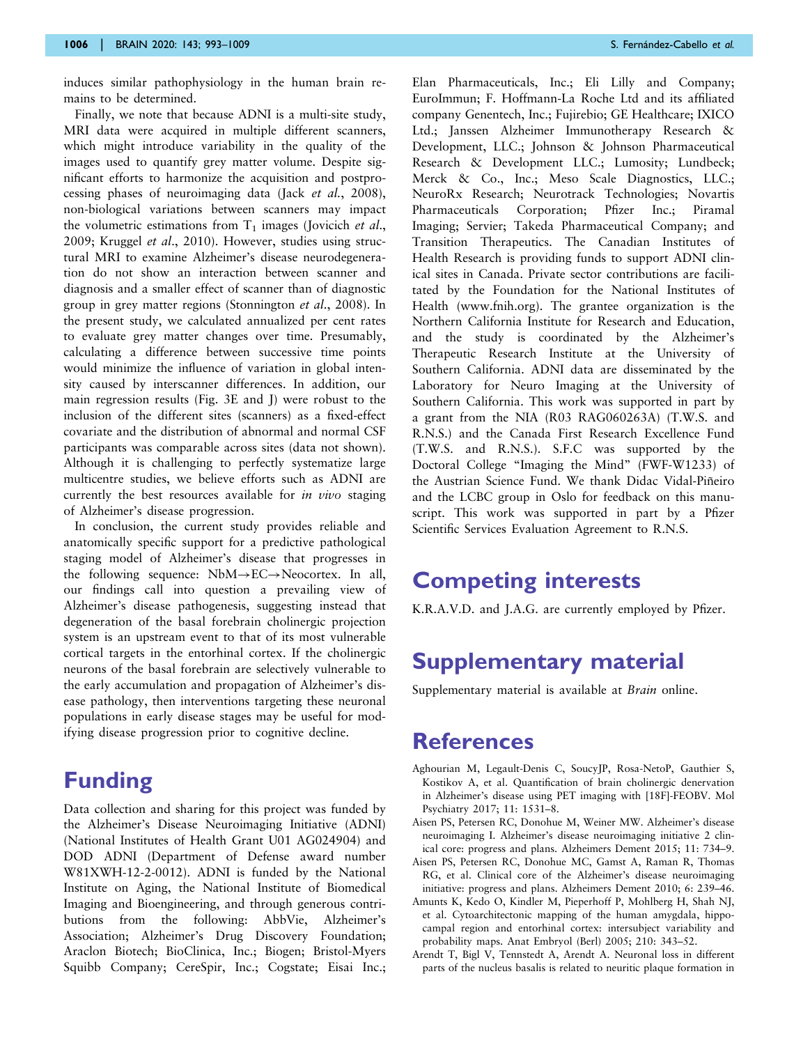induces similar pathophysiology in the human brain remains to be determined.

Finally, we note that because ADNI is a multi-site study, MRI data were acquired in multiple different scanners, which might introduce variability in the quality of the images used to quantify grey matter volume. Despite significant efforts to harmonize the acquisition and postprocessing phases of neuroimaging data (Jack *et al.*, 2008), non-biological variations between scanners may impact the volumetric estimations from $T_1$ images (Jovicich *et al.*, 2009; Kruggel *et al.*, 2010). However, studies using structural MRI to examine Alzheimer's disease neurodegeneration do not show an interaction between scanner and diagnosis and a smaller effect of scanner than of diagnostic group in grey matter regions (Stonnington *et al.*, 2008). In the present study, we calculated annualized per cent rates to evaluate grey matter changes over time. Presumably, calculating a difference between successive time points would minimize the influence of variation in global intensity caused by interscanner differences. In addition, our main regression results (Fig. 3E and J) were robust to the inclusion of the different sites (scanners) as a fixed-effect covariate and the distribution of abnormal and normal CSF participants was comparable across sites (data not shown). Although it is challenging to perfectly systematize large multicentre studies, we believe efforts such as ADNI are currently the best resources available for *in vivo* staging of Alzheimer's disease progression.

In conclusion, the current study provides reliable and anatomically specific support for a predictive pathological staging model of Alzheimer's disease that progresses in the following sequence: NbM→EC→Neocortex. In all, our findings call into question a prevailing view of Alzheimer's disease pathogenesis, suggesting instead that degeneration of the basal forebrain cholinergic projection system is an upstream event to that of its most vulnerable cortical targets in the entorhinal cortex. If the cholinergic neurons of the basal forebrain are selectively vulnerable to the early accumulation and propagation of Alzheimer's disease pathology, then interventions targeting these neuronal populations in early disease stages may be useful for modifying disease progression prior to cognitive decline.

# Funding

Data collection and sharing for this project was funded by the Alzheimer's Disease Neuroimaging Initiative (ADNI) (National Institutes of Health Grant U01 AG024904) and DOD ADNI (Department of Defense award number W81XWH-12-2-0012). ADNI is funded by the National Institute on Aging, the National Institute of Biomedical Imaging and Bioengineering, and through generous contributions from the following: AbbVie, Alzheimer's Association; Alzheimer's Drug Discovery Foundation; Araclon Biotech; BioClinica, Inc.; Biogen; Bristol-Myers Squibb Company; CereSpir, Inc.; Cogstate; Eisai Inc.; Elan Pharmaceuticals, Inc.; Eli Lilly and Company; EuroImmun; F. Hoffmann-La Roche Ltd and its affiliated company Genentech, Inc.; Fujirebio; GE Healthcare; IXICO Ltd.; Janssen Alzheimer Immunotherapy Research & Development, LLC.; Johnson & Johnson Pharmaceutical Research & Development LLC.; Lumosity; Lundbeck; Merck & Co., Inc.; Meso Scale Diagnostics, LLC.; NeuroRx Research; Neurotrack Technologies; Novartis Pharmaceuticals Corporation; Pfizer Inc.; Piramal Imaging; Servier; Takeda Pharmaceutical Company; and Transition Therapeutics. The Canadian Institutes of Health Research is providing funds to support ADNI clinical sites in Canada. Private sector contributions are facilitated by the Foundation for the National Institutes of Health (www.fnih.org). The grantee organization is the Northern California Institute for Research and Education, and the study is coordinated by the Alzheimer's Therapeutic Research Institute at the University of Southern California. ADNI data are disseminated by the Laboratory for Neuro Imaging at the University of Southern California. This work was supported in part by a grant from the NIA (R03 RAG060263A) (T.W.S. and R.N.S.) and the Canada First Research Excellence Fund (T.W.S. and R.N.S.). S.F.C was supported by the Doctoral College "Imaging the Mind" (FWF-W1233) of the Austrian Science Fund. We thank Didac Vidal-Piñeiro and the LCBC group in Oslo for feedback on this manuscript. This work was supported in part by a Pfizer Scientific Services Evaluation Agreement to R.N.S.

# Competing interests

K.R.A.V.D. and J.A.G. are currently employed by Pfizer.

# Supplementary material

Supplementary material is available at *Brain* online.

# References

Aghourian M, Legault-Denis C, SoucyJP, Rosa-NetoP, Gauthier S, Kostikov A, et al. Quantification of brain cholinergic denervation in Alzheimer's disease using PET imaging with [18F]-FEOBV. Mol Psychiatry 2017; 11: 1531–8.

Aisen PS, Petersen RC, Donohue M, Weiner MW. Alzheimer's disease neuroimaging I. Alzheimer's disease neuroimaging initiative 2 clinical core: progress and plans. Alzheimers Dement 2015; 11: 734–9.

Aisen PS, Petersen RC, Donohue MC, Gamst A, Raman R, Thomas RG, et al. Clinical core of the Alzheimer's disease neuroimaging initiative: progress and plans. Alzheimers Dement 2010; 6: 239–46.

Amunts K, Kedo O, Kindler M, Pieperhoff P, Mohlberg H, Shah NJ, et al. Cytoarchitectonic mapping of the human amygdala, hippocampal region and entorhinal cortex: intersubject variability and probability maps. Anat Embryol (Berl) 2005; 210: 343–52.

Arendt T, Bigl V, Tennstedt A, Arendt A. Neuronal loss in different parts of the nucleus basalis is related to neuritic plaque formation in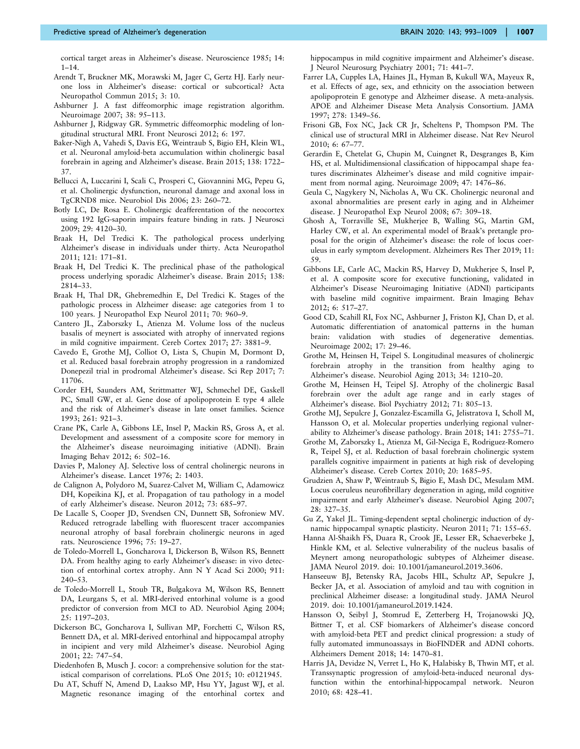cortical target areas in Alzheimer's disease. Neuroscience 1985; 14: 1–14.

Arendt T, Bruckner MK, Morawski M, Jager C, Gertz HJ. Early neurone loss in Alzheimer's disease: cortical or subcortical? Acta Neuropathol Commun 2015; 3: 10.

Ashburner J. A fast diffeomorphic image registration algorithm. Neuroimage 2007; 38: 95–113.

Ashburner J, Ridgway GR. Symmetric diffeomorphic modeling of longitudinal structural MRI. Front Neurosci 2012; 6: 197.

Baker-Nigh A, Vahedi S, Davis EG, Weintraub S, Bigio EH, Klein WL, et al. Neuronal amyloid-beta accumulation within cholinergic basal forebrain in ageing and Alzheimer's disease. Brain 2015; 138: 1722–37.

Bellucci A, Luccarini I, Scali C, Prosperi C, Giovannini MG, Pepeu G, et al. Cholinergic dysfunction, neuronal damage and axonal loss in TgCRND8 mice. Neurobiol Dis 2006; 23: 260–72.

Botly LC, De Rosa E. Cholinergic deafferentation of the neocortex using 192 IgG-saporin impairs feature binding in rats. J Neurosci 2009; 29: 4120–30.

Braak H, Del Tredici K. The pathological process underlying Alzheimer's disease in individuals under thirty. Acta Neuropathol 2011; 121: 171–81.

Braak H, Del Tredici K. The preclinical phase of the pathological process underlying sporadic Alzheimer's disease. Brain 2015; 138: 2814–33.

Braak H, Thal DR, Ghebremedhin E, Del Tredici K. Stages of the pathologic process in Alzheimer disease: age categories from 1 to 100 years. J Neuropathol Exp Neurol 2011; 70: 960–9.

Cantero JL, Zaborszky L, Atienza M. Volume loss of the nucleus basalis of meynert is associated with atrophy of innervated regions in mild cognitive impairment. Cereb Cortex 2017; 27: 3881–9.

Cavedo E, Grothe MJ, Colliot O, Lista S, Chupin M, Dormont D, et al. Reduced basal forebrain atrophy progression in a randomized Donepezil trial in prodromal Alzheimer's disease. Sci Rep 2017; 7: 11706.

Corder EH, Saunders AM, Strittmatter WJ, Schmechel DE, Gaskell PC, Small GW, et al. Gene dose of apolipoprotein E type 4 allele and the risk of Alzheimer's disease in late onset families. Science 1993; 261: 921–3.

Crane PK, Carle A, Gibbons LE, Insel P, Mackin RS, Gross A, et al. Development and assessment of a composite score for memory in the Alzheimer's disease neuroimaging initiative (ADNI). Brain Imaging Behav 2012; 6: 502–16.

Davies P, Maloney AJ. Selective loss of central cholinergic neurons in Alzheimer's disease. Lancet 1976; 2: 1403.

de Calignon A, Polydoro M, Suarez-Calvet M, William C, Adamowicz DH, Kopeikina KJ, et al. Propagation of tau pathology in a model of early Alzheimer's disease. Neuron 2012; 73: 685–97.

De Lacalle S, Cooper JD, Svendsen CN, Dunnett SB, Sofroniew MV. Reduced retrograde labelling with fluorescent tracer accompanies neuronal atrophy of basal forebrain cholinergic neurons in aged rats. Neuroscience 1996; 75: 19–27.

de Toledo-Morrell L, Goncharova I, Dickerson B, Wilson RS, Bennett DA. From healthy aging to early Alzheimer's disease: in vivo detection of entorhinal cortex atrophy. Ann N Y Acad Sci 2000; 911: 240–53.

de Toledo-Morrell L, Stoub TR, Bulgakova M, Wilson RS, Bennett DA, Leurgans S, et al. MRI-derived entorhinal volume is a good predictor of conversion from MCI to AD. Neurobiol Aging 2004; 25: 1197–203.

Dickerson BC, Goncharova I, Sullivan MP, Forchetti C, Wilson RS, Bennett DA, et al. MRI-derived entorhinal and hippocampal atrophy in incipient and very mild Alzheimer's disease. Neurobiol Aging 2001; 22: 747–54.

Diedenhofen B, Musch J. cocor: a comprehensive solution for the statistical comparison of correlations. PLoS One 2015; 10: e0121945.

Du AT, Schuff N, Amend D, Laakso MP, Hsu YY, Jagust WJ, et al. Magnetic resonance imaging of the entorhinal cortex and hippocampus in mild cognitive impairment and Alzheimer's disease. J Neurol Neurosurg Psychiatry 2001; 71: 441–7.

Farrer LA, Cupples LA, Haines JL, Hyman B, Kukull WA, Mayeux R, et al. Effects of age, sex, and ethnicity on the association between apolipoprotein E genotype and Alzheimer disease. A meta-analysis. APOE and Alzheimer Disease Meta Analysis Consortium. JAMA 1997; 278: 1349–56.

Frisoni GB, Fox NC, Jack CR Jr, Scheltens P, Thompson PM. The clinical use of structural MRI in Alzheimer disease. Nat Rev Neurol 2010; 6: 67–77.

Gerardin E, Chetelat G, Chupin M, Cuingnet R, Desgranges B, Kim HS, et al. Multidimensional classification of hippocampal shape features discriminates Alzheimer's disease and mild cognitive impairment from normal aging. Neuroimage 2009; 47: 1476–86.

Geula C, Nagykery N, Nicholas A, Wu CK. Cholinergic neuronal and axonal abnormalities are present early in aging and in Alzheimer disease. J Neuropathol Exp Neurol 2008; 67: 309–18.

Ghosh A, Torraville SE, Mukherjee B, Walling SG, Martin GM, Harley CW, et al. An experimental model of Braak's pretangle proposal for the origin of Alzheimer's disease: the role of locus coeruleus in early symptom development. Alzheimers Res Ther 2019; 11: 59.

Gibbons LE, Carle AC, Mackin RS, Harvey D, Mukherjee S, Insel P, et al. A composite score for executive functioning, validated in Alzheimer's Disease Neuroimaging Initiative (ADNI) participants with baseline mild cognitive impairment. Brain Imaging Behav 2012; 6: 517–27.

Good CD, Scahill RI, Fox NC, Ashburner J, Friston KJ, Chan D, et al. Automatic differentiation of anatomical patterns in the human brain: validation with studies of degenerative dementias. Neuroimage 2002; 17: 29–46.

Grothe M, Heinsen H, Teipel S. Longitudinal measures of cholinergic forebrain atrophy in the transition from healthy aging to Alzheimer's disease. Neurobiol Aging 2013; 34: 1210–20.

Grothe M, Heinsen H, Teipel SJ. Atrophy of the cholinergic Basal forebrain over the adult age range and in early stages of Alzheimer's disease. Biol Psychiatry 2012; 71: 805–13.

Grothe MJ, Sepulcre J, Gonzalez-Escamilla G, Jelistratova I, Scholl M, Hansson O, et al. Molecular properties underlying regional vulnerability to Alzheimer's disease pathology. Brain 2018; 141: 2755–71.

Grothe M, Zaborszky L, Atienza M, Gil-Neciga E, Rodriguez-Romero R, Teipel SJ, et al. Reduction of basal forebrain cholinergic system parallels cognitive impairment in patients at high risk of developing Alzheimer's disease. Cereb Cortex 2010; 20: 1685–95.

Grudzien A, Shaw P, Weintraub S, Bigio E, Mash DC, Mesulam MM. Locus coeruleus neurofibrillary degeneration in aging, mild cognitive impairment and early Alzheimer's disease. Neurobiol Aging 2007; 28: 327–35.

Gu Z, Yakel JL. Timing-dependent septal cholinergic induction of dynamic hippocampal synaptic plasticity. Neuron 2011; 71: 155–65.

Hanna Al-Shaikh FS, Duara R, Crook JE, Lesser ER, Schaeverbeke J, Hinkle KM, et al. Selective vulnerability of the nucleus basalis of Meynert among neuropathologic subtypes of Alzheimer disease. JAMA Neurol 2019. doi: 10.1001/jamaneurol.2019.3606.

Hanseeuw BJ, Betensky RA, Jacobs HIL, Schultz AP, Sepulcre J, Becker JA, et al. Association of amyloid and tau with cognition in preclinical Alzheimer disease: a longitudinal study. JAMA Neurol 2019. doi: 10.1001/jamaneurol.2019.1424.

Hansson O, Seibyl J, Stomrud E, Zetterberg H, Trojanowski JQ, Bittner T, et al. CSF biomarkers of Alzheimer's disease concord with amyloid-beta PET and predict clinical progression: a study of fully automated immunoassays in BioFINDER and ADNI cohorts. Alzheimers Dement 2018; 14: 1470–81.

Harris JA, Devidze N, Verret L, Ho K, Halabisky B, Thwin MT, et al. Transsynaptic progression of amyloid-beta-induced neuronal dysfunction within the entorhinal-hippocampal network. Neuron 2010; 68: 428–41.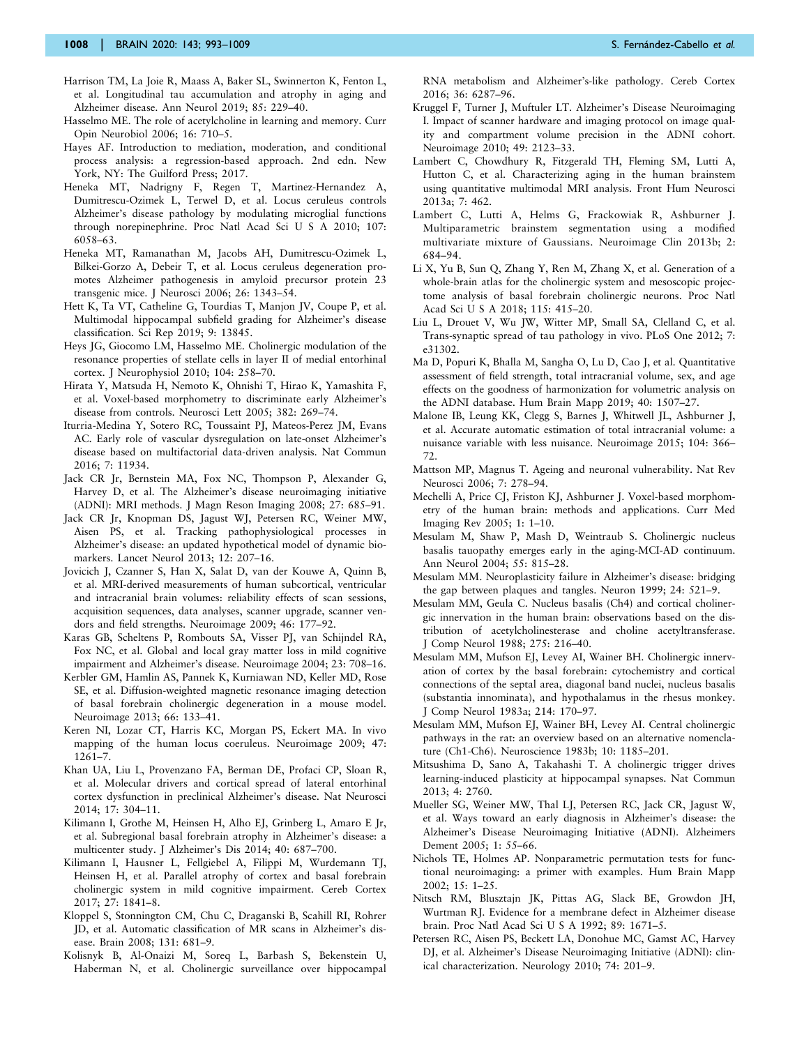Harrison TM, La Joie R, Maass A, Baker SL, Swinnerton K, Fenton L, et al. Longitudinal tau accumulation and atrophy in aging and Alzheimer disease. Ann Neurol 2019; 85: 229–40.

Hasselmo ME. The role of acetylcholine in learning and memory. Curr Opin Neurobiol 2006; 16: 710–5.

Hayes AF. Introduction to mediation, moderation, and conditional process analysis: a regression-based approach. 2nd edn. New York, NY: The Guilford Press; 2017.

Heneka MT, Nadrigny F, Regen T, Martinez-Hernandez A, Dumitrescu-Ozimek L, Terwel D, et al. Locus ceruleus controls Alzheimer's disease pathology by modulating microglial functions through norepinephrine. Proc Natl Acad Sci U S A 2010; 107: 6058–63.

Heneka MT, Ramanathan M, Jacobs AH, Dumitrescu-Ozimek L, Bilkei-Gorzo A, Debeir T, et al. Locus ceruleus degeneration promotes Alzheimer pathogenesis in amyloid precursor protein 23 transgenic mice. J Neurosci 2006; 26: 1343–54.

Hett K, Ta VT, Catheline G, Tourdias T, Manjon JV, Coupe P, et al. Multimodal hippocampal subfield grading for Alzheimer's disease classification. Sci Rep 2019; 9: 13845.

Heys JG, Giocomo LM, Hasselmo ME. Cholinergic modulation of the resonance properties of stellate cells in layer II of medial entorhinal cortex. J Neurophysiol 2010; 104: 258–70.

Hirata Y, Matsuda H, Nemoto K, Ohnishi T, Hirao K, Yamashita F, et al. Voxel-based morphometry to discriminate early Alzheimer's disease from controls. Neurosci Lett 2005; 382: 269–74.

Iturria-Medina Y, Sotero RC, Toussaint PJ, Mateos-Perez JM, Evans AC. Early role of vascular dysregulation on late-onset Alzheimer's disease based on multifactorial data-driven analysis. Nat Commun 2016; 7: 11934.

Jack CR Jr, Bernstein MA, Fox NC, Thompson P, Alexander G, Harvey D, et al. The Alzheimer's disease neuroimaging initiative (ADNI): MRI methods. J Magn Reson Imaging 2008; 27: 685–91.

Jack CR Jr, Knopman DS, Jagust WJ, Petersen RC, Weiner MW, Aisen PS, et al. Tracking pathophysiological processes in Alzheimer's disease: an updated hypothetical model of dynamic biomarkers. Lancet Neurol 2013; 12: 207–16.

Jovicich J, Czanner S, Han X, Salat D, van der Kouwe A, Quinn B, et al. MRI-derived measurements of human subcortical, ventricular and intracranial brain volumes: reliability effects of scan sessions, acquisition sequences, data analyses, scanner upgrade, scanner vendors and field strengths. Neuroimage 2009; 46: 177–92.

Karas GB, Scheltens P, Rombouts SA, Visser PJ, van Schijndel RA, Fox NC, et al. Global and local gray matter loss in mild cognitive impairment and Alzheimer's disease. Neuroimage 2004; 23: 708–16.

Kerbler GM, Hamlin AS, Pannek K, Kurniawan ND, Keller MD, Rose SE, et al. Diffusion-weighted magnetic resonance imaging detection of basal forebrain cholinergic degeneration in a mouse model. Neuroimage 2013; 66: 133–41.

Keren NI, Lozar CT, Harris KC, Morgan PS, Eckert MA. In vivo mapping of the human locus coeruleus. Neuroimage 2009; 47: 1261–7.

Khan UA, Liu L, Provenzano FA, Berman DE, Profaci CP, Sloan R, et al. Molecular drivers and cortical spread of lateral entorhinal cortex dysfunction in preclinical Alzheimer's disease. Nat Neurosci 2014; 17: 304–11.

Kilimann I, Grothe M, Heinsen H, Alho EJ, Grinberg L, Amaro E Jr, et al. Subregional basal forebrain atrophy in Alzheimer's disease: a multicenter study. J Alzheimer's Dis 2014; 40: 687–700.

Kilimann I, Hausner L, Fellgiebel A, Filippi M, Wurdemann TJ, Heinsen H, et al. Parallel atrophy of cortex and basal forebrain cholinergic system in mild cognitive impairment. Cereb Cortex 2017; 27: 1841–8.

Kloppel S, Stonnington CM, Chu C, Draganski B, Scahill RI, Rohrer JD, et al. Automatic classification of MR scans in Alzheimer's disease. Brain 2008; 131: 681–9.

Kolisnyk B, Al-Onaizi M, Soreq L, Barbash S, Bekenstein U, Haberman N, et al. Cholinergic surveillance over hippocampal RNA metabolism and Alzheimer's-like pathology. Cereb Cortex 2016; 36: 6287–96.

Kruggel F, Turner J, Muftuler LT. Alzheimer's Disease Neuroimaging I. Impact of scanner hardware and imaging protocol on image quality and compartment volume precision in the ADNI cohort. Neuroimage 2010; 49: 2123–33.

Lambert C, Chowdhury R, Fitzgerald TH, Fleming SM, Lutti A, Hutton C, et al. Characterizing aging in the human brainstem using quantitative multimodal MRI analysis. Front Hum Neurosci 2013a; 7: 462.

Lambert C, Lutti A, Helms G, Frackowiak R, Ashburner J. Multiparametric brainstem segmentation using a modified multivariate mixture of Gaussians. Neuroimage Clin 2013b; 2: 684–94.

Li X, Yu B, Sun Q, Zhang Y, Ren M, Zhang X, et al. Generation of a whole-brain atlas for the cholinergic system and mesoscopic projectome analysis of basal forebrain cholinergic neurons. Proc Natl Acad Sci U S A 2018; 115: 415–20.

Liu L, Drouet V, Wu JW, Witter MP, Small SA, Clelland C, et al. Trans-synaptic spread of tau pathology in vivo. PLoS One 2012; 7: e31302.

Ma D, Popuri K, Bhalla M, Sangha O, Lu D, Cao J, et al. Quantitative assessment of field strength, total intracranial volume, sex, and age effects on the goodness of harmonization for volumetric analysis on the ADNI database. Hum Brain Mapp 2019; 40: 1507–27.

Malone IB, Leung KK, Clegg S, Barnes J, Whitwell JL, Ashburner J, et al. Accurate automatic estimation of total intracranial volume: a nuisance variable with less nuisance. Neuroimage 2015; 104: 366–72.

Mattson MP, Magnus T. Ageing and neuronal vulnerability. Nat Rev Neurosci 2006; 7: 278–94.

Mechelli A, Price CJ, Friston KJ, Ashburner J. Voxel-based morphometry of the human brain: methods and applications. Curr Med Imaging Rev 2005; 1: 1–10.

Mesulam M, Shaw P, Mash D, Weintraub S. Cholinergic nucleus basalis tauopathy emerges early in the aging-MCI-AD continuum. Ann Neurol 2004; 55: 815–28.

Mesulam MM. Neuroplasticity failure in Alzheimer's disease: bridging the gap between plaques and tangles. Neuron 1999; 24: 521–9.

Mesulam MM, Geula C. Nucleus basalis (Ch4) and cortical cholinergic innervation in the human brain: observations based on the distribution of acetylcholinesterase and choline acetyltransferase. J Comp Neurol 1988; 275: 216–40.

Mesulam MM, Mufson EJ, Levey AI, Wainer BH. Cholinergic innervation of cortex by the basal forebrain: cytochemistry and cortical connections of the septal area, diagonal band nuclei, nucleus basalis (substantia innominata), and hypothalamus in the rhesus monkey. J Comp Neurol 1983a; 214: 170–97.

Mesulam MM, Mufson EJ, Wainer BH, Levey AI. Central cholinergic pathways in the rat: an overview based on an alternative nomenclature (Ch1-Ch6). Neuroscience 1983b; 10: 1185–201.

Mitsushima D, Sano A, Takahashi T. A cholinergic trigger drives learning-induced plasticity at hippocampal synapses. Nat Commun 2013; 4: 2760.

Mueller SG, Weiner MW, Thal LJ, Petersen RC, Jack CR, Jagust W, et al. Ways toward an early diagnosis in Alzheimer's disease: the Alzheimer's Disease Neuroimaging Initiative (ADNI). Alzheimers Dement 2005; 1: 55–66.

Nichols TE, Holmes AP. Nonparametric permutation tests for functional neuroimaging: a primer with examples. Hum Brain Mapp 2002; 15: 1–25.

Nitsch RM, Blusztajn JK, Pittas AG, Slack BE, Growdon JH, Wurtman RJ. Evidence for a membrane defect in Alzheimer disease brain. Proc Natl Acad Sci U S A 1992; 89: 1671–5.

Petersen RC, Aisen PS, Beckett LA, Donohue MC, Gamst AC, Harvey DJ, et al. Alzheimer's Disease Neuroimaging Initiative (ADNI): clinical characterization. Neurology 2010; 74: 201–9.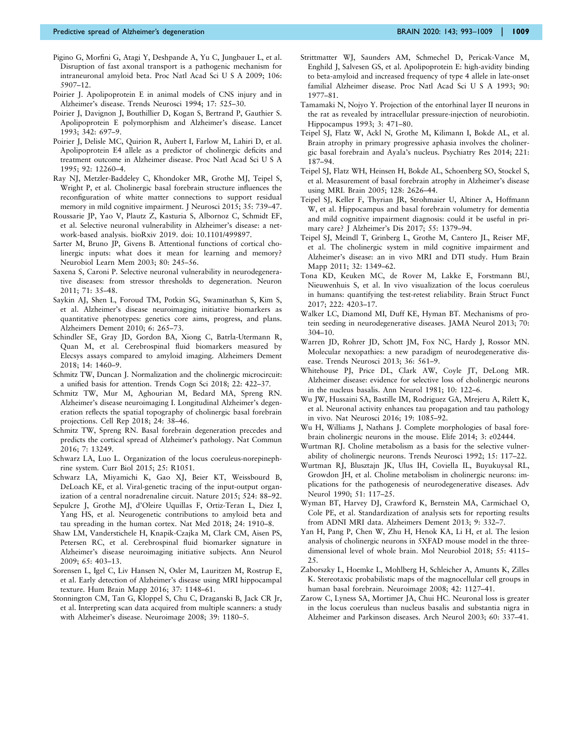Pigino G, Morfini G, Atagi Y, Deshpande A, Yu C, Jungbauer L, et al. Disruption of fast axonal transport is a pathogenic mechanism for intraneuronal amyloid beta. Proc Natl Acad Sci U S A 2009; 106: 5907–12.

Poirier J. Apolipoprotein E in animal models of CNS injury and in Alzheimer's disease. Trends Neurosci 1994; 17: 525–30.

Poirier J, Davignon J, Bouthillier D, Kogan S, Bertrand P, Gauthier S. Apolipoprotein E polymorphism and Alzheimer's disease. Lancet 1993; 342: 697–9.

Poirier J, Delisle MC, Quirion R, Aubert I, Farlow M, Lahiri D, et al. Apolipoprotein E4 allele as a predictor of cholinergic deficits and treatment outcome in Alzheimer disease. Proc Natl Acad Sci U S A 1995; 92: 12260–4.

Ray NJ, Metzler-Baddeley C, Khondoker MR, Grothe MJ, Teipel S, Wright P, et al. Cholinergic basal forebrain structure influences the reconfiguration of white matter connections to support residual memory in mild cognitive impairment. J Neurosci 2015; 35: 739–47.

Roussarie JP, Yao V, Plautz Z, Kasturia S, Albornoz C, Schmidt EF, et al. Selective neuronal vulnerability in Alzheimer's disease: a network-based analysis. bioRxiv 2019. doi: 10.1101/499897.

Sarter M, Bruno JP, Givens B. Attentional functions of cortical cholinergic inputs: what does it mean for learning and memory? Neurobiol Learn Mem 2003; 80: 245–56.

Saxena S, Caroni P. Selective neuronal vulnerability in neurodegenerative diseases: from stressor thresholds to degeneration. Neuron 2011; 71: 35–48.

Saykin AJ, Shen L, Foroud TM, Potkin SG, Swaminathan S, Kim S, et al. Alzheimer's disease neuroimaging initiative biomarkers as quantitative phenotypes: genetics core aims, progress, and plans. Alzheimers Dement 2010; 6: 265–73.

Schindler SE, Gray JD, Gordon BA, Xiong C, Batrla-Utermann R, Quan M, et al. Cerebrospinal fluid biomarkers measured by Elecsys assays compared to amyloid imaging. Alzheimers Dement 2018; 14: 1460–9.

Schmitz TW, Duncan J. Normalization and the cholinergic microcircuit: a unified basis for attention. Trends Cogn Sci 2018; 22: 422–37.

Schmitz TW, Mur M, Aghourian M, Bedard MA, Spreng RN. Alzheimer's disease neuroimaging I. Longitudinal Alzheimer's degeneration reflects the spatial topography of cholinergic basal forebrain projections. Cell Rep 2018; 24: 38–46.

Schmitz TW, Spreng RN. Basal forebrain degeneration precedes and predicts the cortical spread of Alzheimer's pathology. Nat Commun 2016; 7: 13249.

Schwarz LA, Luo L. Organization of the locus coeruleus-norepinephrine system. Curr Biol 2015; 25: R1051.

Schwarz LA, Miyamichi K, Gao XJ, Beier KT, Weissbourd B, DeLoach KE, et al. Viral-genetic tracing of the input-output organization of a central noradrenaline circuit. Nature 2015; 524: 88–92.

Sepulcre J, Grothe MJ, d'Oleire Uquillas F, Ortiz-Teran L, Diez I, Yang HS, et al. Neurogenetic contributions to amyloid beta and tau spreading in the human cortex. Nat Med 2018; 24: 1910–8.

Shaw LM, Vanderstichele H, Knapik-Czajka M, Clark CM, Aisen PS, Petersen RC, et al. Cerebrospinal fluid biomarker signature in Alzheimer's disease neuroimaging initiative subjects. Ann Neurol 2009; 65: 403–13.

Sorensen L, Igel C, Liv Hansen N, Osler M, Lauritzen M, Rostrup E, et al. Early detection of Alzheimer's disease using MRI hippocampal texture. Hum Brain Mapp 2016; 37: 1148–61.

Stonnington CM, Tan G, Kloppel S, Chu C, Draganski B, Jack CR Jr, et al. Interpreting scan data acquired from multiple scanners: a study with Alzheimer's disease. Neuroimage 2008; 39: 1180–5.

Strittmatter WJ, Saunders AM, Schmechel D, Pericak-Vance M, Enghild J, Salvesen GS, et al. Apolipoprotein E: high-avidity binding to beta-amyloid and increased frequency of type 4 allele in late-onset familial Alzheimer disease. Proc Natl Acad Sci U S A 1993; 90: 1977–81.

Tamamaki N, Nojyo Y. Projection of the entorhinal layer II neurons in the rat as revealed by intracellular pressure-injection of neurobiotin. Hippocampus 1993; 3: 471–80.

Teipel SJ, Flatz W, Ackl N, Grothe M, Kilimann I, Bokde AL, et al. Brain atrophy in primary progressive aphasia involves the cholinergic basal forebrain and Ayala's nucleus. Psychiatry Res 2014; 221: 187–94.

Teipel SJ, Flatz WH, Heinsen H, Bokde AL, Schoenberg SO, Stockel S, et al. Measurement of basal forebrain atrophy in Alzheimer's disease using MRI. Brain 2005; 128: 2626–44.

Teipel SJ, Keller F, Thyrian JR, Strohmaier U, Altiner A, Hoffmann W, et al. Hippocampus and basal forebrain volumetry for dementia and mild cognitive impairment diagnosis: could it be useful in primary care? J Alzheimer's Dis 2017; 55: 1379–94.

Teipel SJ, Meindl T, Grinberg L, Grothe M, Cantero JL, Reiser MF, et al. The cholinergic system in mild cognitive impairment and Alzheimer's disease: an in vivo MRI and DTI study. Hum Brain Mapp 2011; 32: 1349–62.

Tona KD, Keuken MC, de Rover M, Lakke E, Forstmann BU, Nieuwenhuis S, et al. In vivo visualization of the locus coeruleus in humans: quantifying the test-retest reliability. Brain Struct Funct 2017; 222: 4203–17.

Walker LC, Diamond MI, Duff KE, Hyman BT. Mechanisms of protein seeding in neurodegenerative diseases. JAMA Neurol 2013; 70: 304–10.

Warren JD, Rohrer JD, Schott JM, Fox NC, Hardy J, Rossor MN. Molecular nexopathies: a new paradigm of neurodegenerative disease. Trends Neurosci 2013; 36: 561–9.

Whitehouse PJ, Price DL, Clark AW, Coyle JT, DeLong MR. Alzheimer disease: evidence for selective loss of cholinergic neurons in the nucleus basalis. Ann Neurol 1981; 10: 122–6.

Wu JW, Hussaini SA, Bastille IM, Rodriguez GA, Mrejeru A, Rilett K, et al. Neuronal activity enhances tau propagation and tau pathology in vivo. Nat Neurosci 2016; 19: 1085–92.

Wu H, Williams J, Nathans J. Complete morphologies of basal forebrain cholinergic neurons in the mouse. Elife 2014; 3: e02444.

Wurtman RJ. Choline metabolism as a basis for the selective vulnerability of cholinergic neurons. Trends Neurosci 1992; 15: 117–22.

Wurtman RJ, Blusztajn JK, Ulus IH, Coviella IL, Buyukuysal RL, Growdon JH, et al. Choline metabolism in cholinergic neurons: implications for the pathogenesis of neurodegenerative diseases. Adv Neurol 1990; 51: 117–25.

Wyman BT, Harvey DJ, Crawford K, Bernstein MA, Carmichael O, Cole PE, et al. Standardization of analysis sets for reporting results from ADNI MRI data. Alzheimers Dement 2013; 9: 332–7.

Yan H, Pang P, Chen W, Zhu H, Henok KA, Li H, et al. The lesion analysis of cholinergic neurons in 5XFAD mouse model in the three-dimensional level of whole brain. Mol Neurobiol 2018; 55: 4115–25.

Zaborszky L, Hoemke L, Mohlberg H, Schleicher A, Amunts K, Zilles K. Stereotaxic probabilistic maps of the magnocellular cell groups in human basal forebrain. Neuroimage 2008; 42: 1127–41.

Zarow C, Lyness SA, Mortimer JA, Chui HC. Neuronal loss is greater in the locus coeruleus than nucleus basalis and substantia nigra in Alzheimer and Parkinson diseases. Arch Neurol 2003; 60: 337–41.